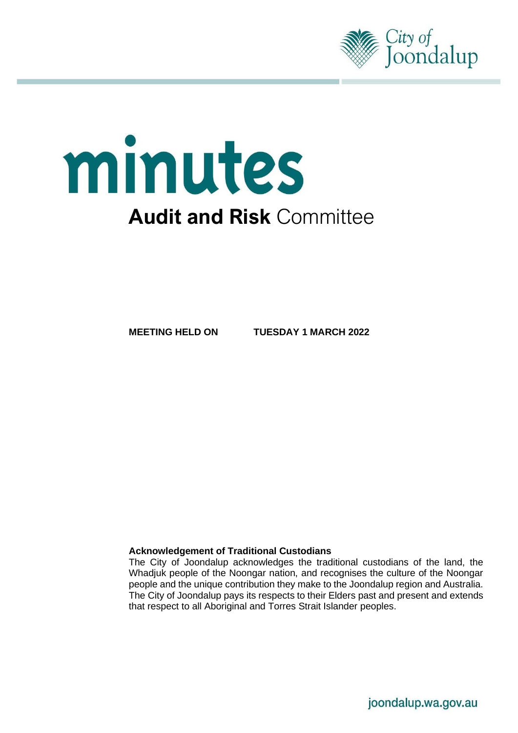City of Joondalup

# minutes

## Audit and Risk Committee

**MEETING HELD ON** **TUESDAY 1 MARCH 2022**

**Acknowledgement of Traditional Custodians**

The City of Joondalup acknowledges the traditional custodians of the land, the Whadjuk people of the Noongar nation, and recognises the culture of the Noongar people and the unique contribution they make to the Joondalup region and Australia. The City of Joondalup pays its respects to their Elders past and present and extends that respect to all Aboriginal and Torres Strait Islander peoples.

joondalup.wa.gov.au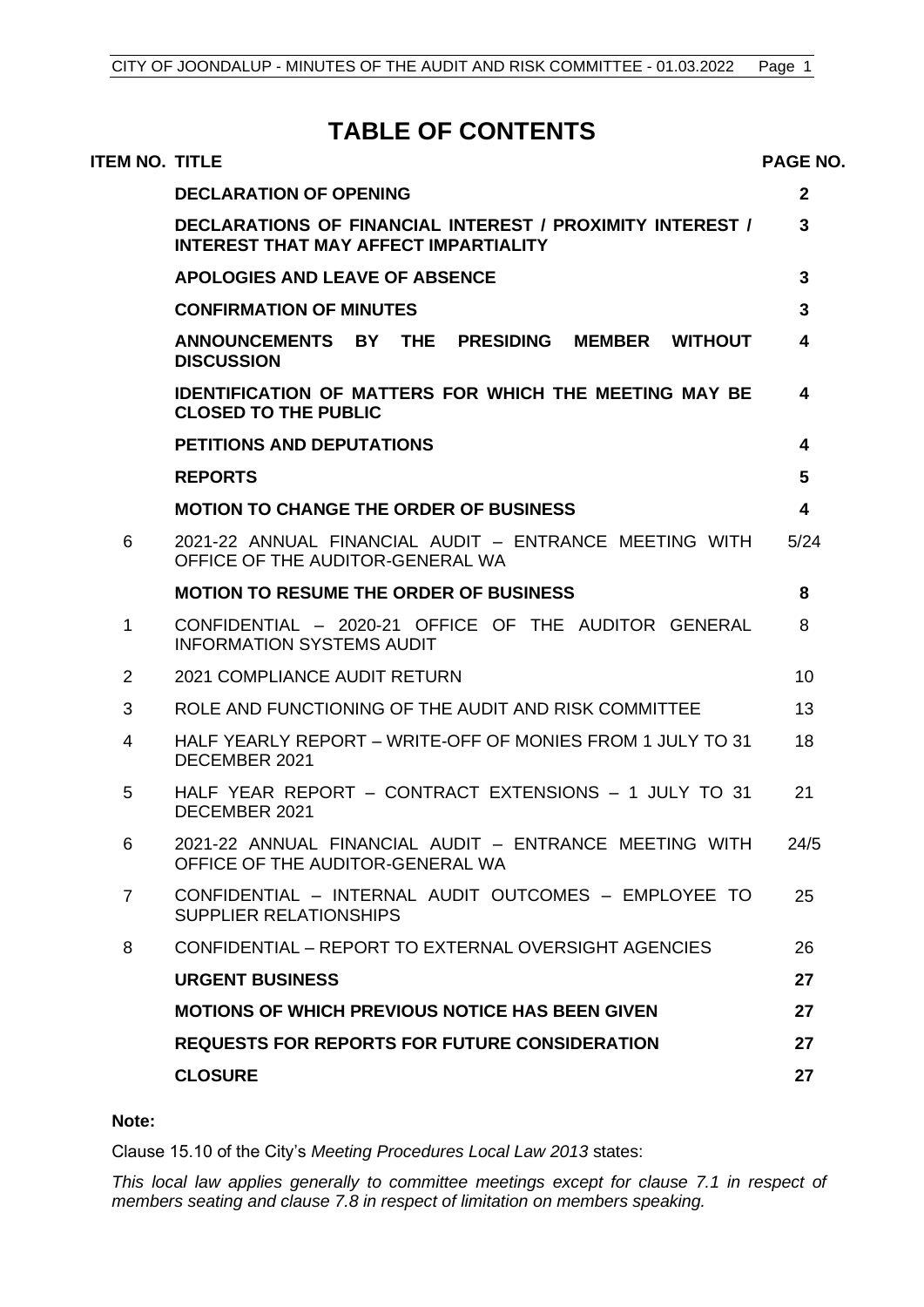# TABLE OF CONTENTS

| ITEM NO. | TITLE | PAGE NO. |
| --- | --- | --- |
| | **DECLARATION OF OPENING** | **2** |
| | **DECLARATIONS OF FINANCIAL INTEREST / PROXIMITY INTEREST / INTEREST THAT MAY AFFECT IMPARTIALITY** | **3** |
| | **APOLOGIES AND LEAVE OF ABSENCE** | **3** |
| | **CONFIRMATION OF MINUTES** | **3** |
| | **ANNOUNCEMENTS BY THE PRESIDING MEMBER WITHOUT DISCUSSION** | **4** |
| | **IDENTIFICATION OF MATTERS FOR WHICH THE MEETING MAY BE CLOSED TO THE PUBLIC** | **4** |
| | **PETITIONS AND DEPUTATIONS** | **4** |
| | **REPORTS** | **5** |
| | **MOTION TO CHANGE THE ORDER OF BUSINESS** | **4** |
| 6 | 2021-22 ANNUAL FINANCIAL AUDIT – ENTRANCE MEETING WITH OFFICE OF THE AUDITOR-GENERAL WA | 5/24 |
| | **MOTION TO RESUME THE ORDER OF BUSINESS** | **8** |
| 1 | CONFIDENTIAL – 2020-21 OFFICE OF THE AUDITOR GENERAL INFORMATION SYSTEMS AUDIT | 8 |
| 2 | 2021 COMPLIANCE AUDIT RETURN | 10 |
| 3 | ROLE AND FUNCTIONING OF THE AUDIT AND RISK COMMITTEE | 13 |
| 4 | HALF YEARLY REPORT – WRITE-OFF OF MONIES FROM 1 JULY TO 31 DECEMBER 2021 | 18 |
| 5 | HALF YEAR REPORT – CONTRACT EXTENSIONS – 1 JULY TO 31 DECEMBER 2021 | 21 |
| 6 | 2021-22 ANNUAL FINANCIAL AUDIT – ENTRANCE MEETING WITH OFFICE OF THE AUDITOR-GENERAL WA | 24/5 |
| 7 | CONFIDENTIAL – INTERNAL AUDIT OUTCOMES – EMPLOYEE TO SUPPLIER RELATIONSHIPS | 25 |
| 8 | CONFIDENTIAL – REPORT TO EXTERNAL OVERSIGHT AGENCIES | 26 |
| | **URGENT BUSINESS** | **27** |
| | **MOTIONS OF WHICH PREVIOUS NOTICE HAS BEEN GIVEN** | **27** |
| | **REQUESTS FOR REPORTS FOR FUTURE CONSIDERATION** | **27** |
| | **CLOSURE** | **27** |

**Note:**

Clause 15.10 of the City's *Meeting Procedures Local Law 2013* states:

*This local law applies generally to committee meetings except for clause 7.1 in respect of members seating and clause 7.8 in respect of limitation on members speaking.*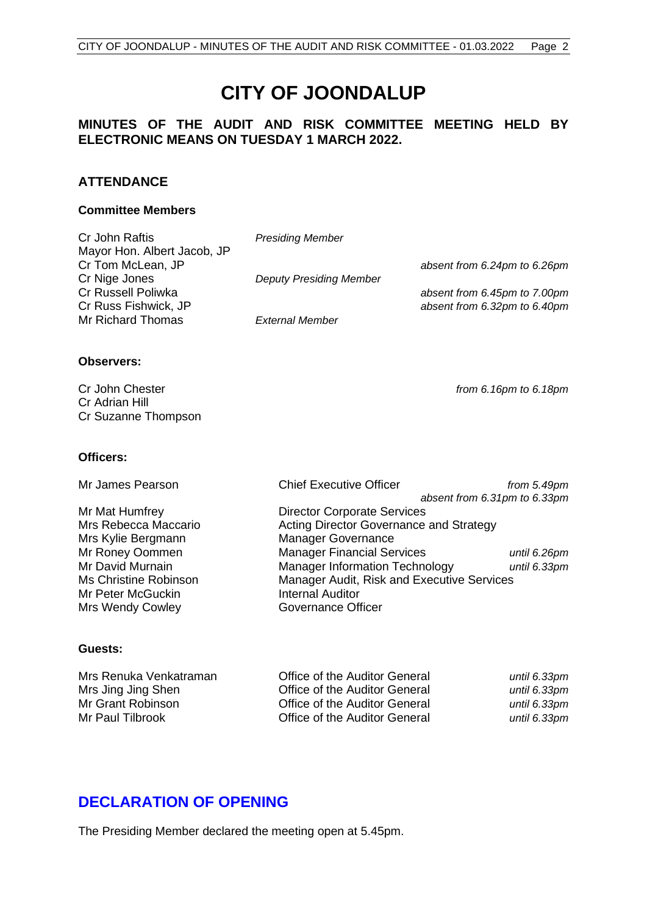# CITY OF JOONDALUP

## MINUTES OF THE AUDIT AND RISK COMMITTEE MEETING HELD BY ELECTRONIC MEANS ON TUESDAY 1 MARCH 2022.

### ATTENDANCE

#### Committee Members

| | | |
|---|---|---|
| Cr John Raftis | *Presiding Member* | |
| Mayor Hon. Albert Jacob, JP | | |
| Cr Tom McLean, JP | | *absent from 6.24pm to 6.26pm* |
| Cr Nige Jones | *Deputy Presiding Member* | |
| Cr Russell Poliwka | | *absent from 6.45pm to 7.00pm* |
| Cr Russ Fishwick, JP | | *absent from 6.32pm to 6.40pm* |
| Mr Richard Thomas | *External Member* | |

#### Observers:

| | |
|---|---|
| Cr John Chester | *from 6.16pm to 6.18pm* |
| Cr Adrian Hill | |
| Cr Suzanne Thompson | |

#### Officers:

| | | |
|---|---|---|
| Mr James Pearson | Chief Executive Officer | *from 5.49pm* *absent from 6.31pm to 6.33pm* |
| Mr Mat Humfrey | Director Corporate Services | |
| Mrs Rebecca Maccario | Acting Director Governance and Strategy | |
| Mrs Kylie Bergmann | Manager Governance | |
| Mr Roney Oommen | Manager Financial Services | *until 6.26pm* |
| Mr David Murnain | Manager Information Technology | *until 6.33pm* |
| Ms Christine Robinson | Manager Audit, Risk and Executive Services | |
| Mr Peter McGuckin | Internal Auditor | |
| Mrs Wendy Cowley | Governance Officer | |

#### Guests:

| | | |
|---|---|---|
| Mrs Renuka Venkatraman | Office of the Auditor General | *until 6.33pm* |
| Mrs Jing Jing Shen | Office of the Auditor General | *until 6.33pm* |
| Mr Grant Robinson | Office of the Auditor General | *until 6.33pm* |
| Mr Paul Tilbrook | Office of the Auditor General | *until 6.33pm* |

## DECLARATION OF OPENING

The Presiding Member declared the meeting open at 5.45pm.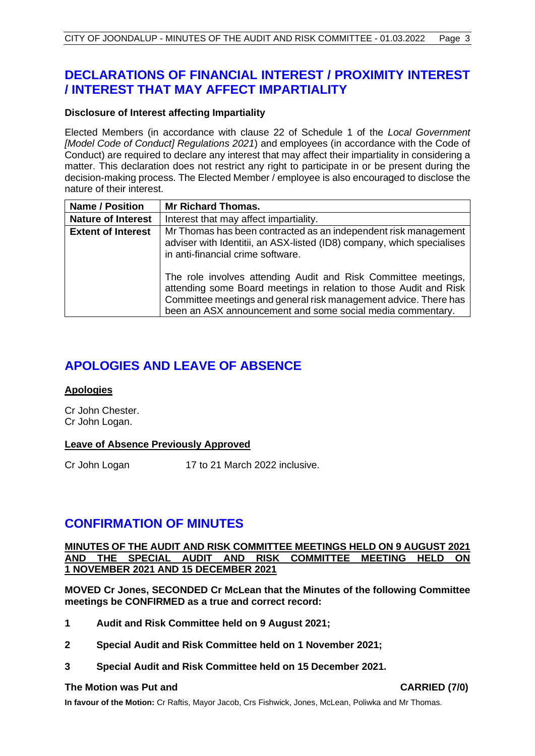## DECLARATIONS OF FINANCIAL INTEREST / PROXIMITY INTEREST / INTEREST THAT MAY AFFECT IMPARTIALITY

**Disclosure of Interest affecting Impartiality**

Elected Members (in accordance with clause 22 of Schedule 1 of the *Local Government [Model Code of Conduct] Regulations 2021*) and employees (in accordance with the Code of Conduct) are required to declare any interest that may affect their impartiality in considering a matter. This declaration does not restrict any right to participate in or be present during the decision-making process. The Elected Member / employee is also encouraged to disclose the nature of their interest.

| **Name / Position** | **Mr Richard Thomas.** |
|---|---|
| **Nature of Interest** | Interest that may affect impartiality. |
| **Extent of Interest** | Mr Thomas has been contracted as an independent risk management adviser with Identitii, an ASX-listed (ID8) company, which specialises in anti-financial crime software.<br><br>The role involves attending Audit and Risk Committee meetings, attending some Board meetings in relation to those Audit and Risk Committee meetings and general risk management advice. There has been an ASX announcement and some social media commentary. |

## APOLOGIES AND LEAVE OF ABSENCE

**Apologies**

Cr John Chester.
Cr John Logan.

**Leave of Absence Previously Approved**

Cr John Logan 17 to 21 March 2022 inclusive.

## CONFIRMATION OF MINUTES

**MINUTES OF THE AUDIT AND RISK COMMITTEE MEETINGS HELD ON 9 AUGUST 2021 AND THE SPECIAL AUDIT AND RISK COMMITTEE MEETING HELD ON 1 NOVEMBER 2021 AND 15 DECEMBER 2021**

**MOVED Cr Jones, SECONDED Cr McLean that the Minutes of the following Committee meetings be CONFIRMED as a true and correct record:**

**1 Audit and Risk Committee held on 9 August 2021;**

**2 Special Audit and Risk Committee held on 1 November 2021;**

**3 Special Audit and Risk Committee held on 15 December 2021.**

**The Motion was Put and CARRIED (7/0)**

**In favour of the Motion:** Cr Raftis, Mayor Jacob, Crs Fishwick, Jones, McLean, Poliwka and Mr Thomas.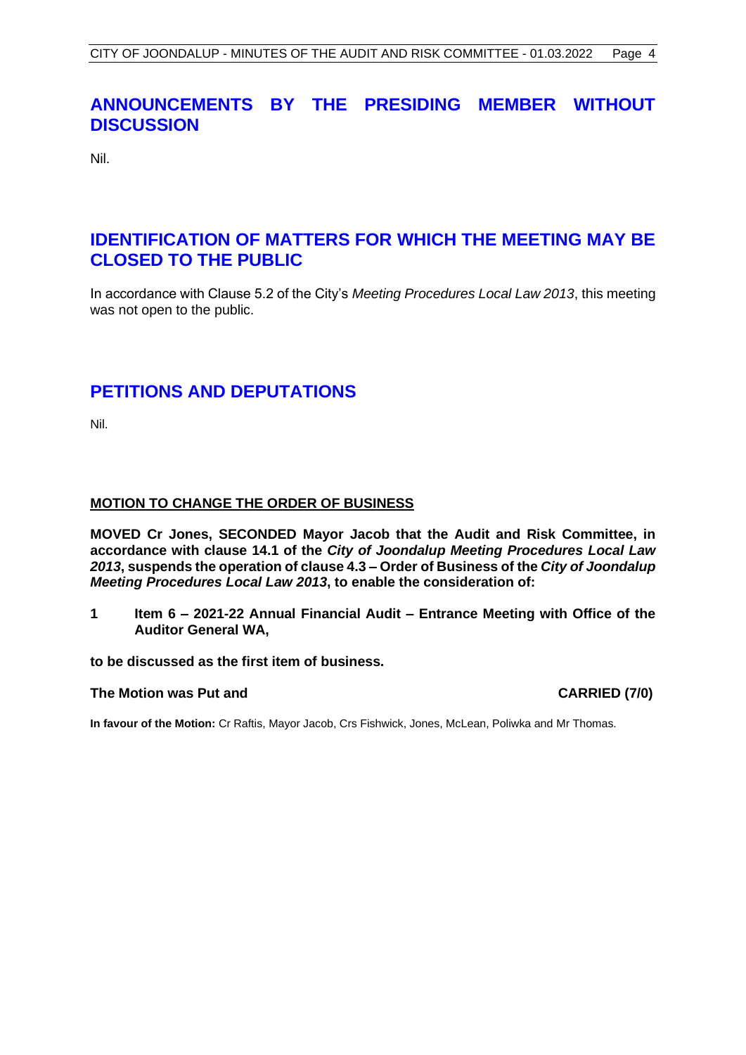## ANNOUNCEMENTS BY THE PRESIDING MEMBER WITHOUT DISCUSSION

Nil.

## IDENTIFICATION OF MATTERS FOR WHICH THE MEETING MAY BE CLOSED TO THE PUBLIC

In accordance with Clause 5.2 of the City's *Meeting Procedures Local Law 2013*, this meeting was not open to the public.

## PETITIONS AND DEPUTATIONS

Nil.

**MOTION TO CHANGE THE ORDER OF BUSINESS**

**MOVED Cr Jones, SECONDED Mayor Jacob that the Audit and Risk Committee, in accordance with clause 14.1 of the *City of Joondalup Meeting Procedures Local Law 2013*, suspends the operation of clause 4.3 – Order of Business of the *City of Joondalup Meeting Procedures Local Law 2013*, to enable the consideration of:**

**1 Item 6 – 2021-22 Annual Financial Audit – Entrance Meeting with Office of the Auditor General WA,**

**to be discussed as the first item of business.**

**The Motion was Put and CARRIED (7/0)**

**In favour of the Motion:** Cr Raftis, Mayor Jacob, Crs Fishwick, Jones, McLean, Poliwka and Mr Thomas.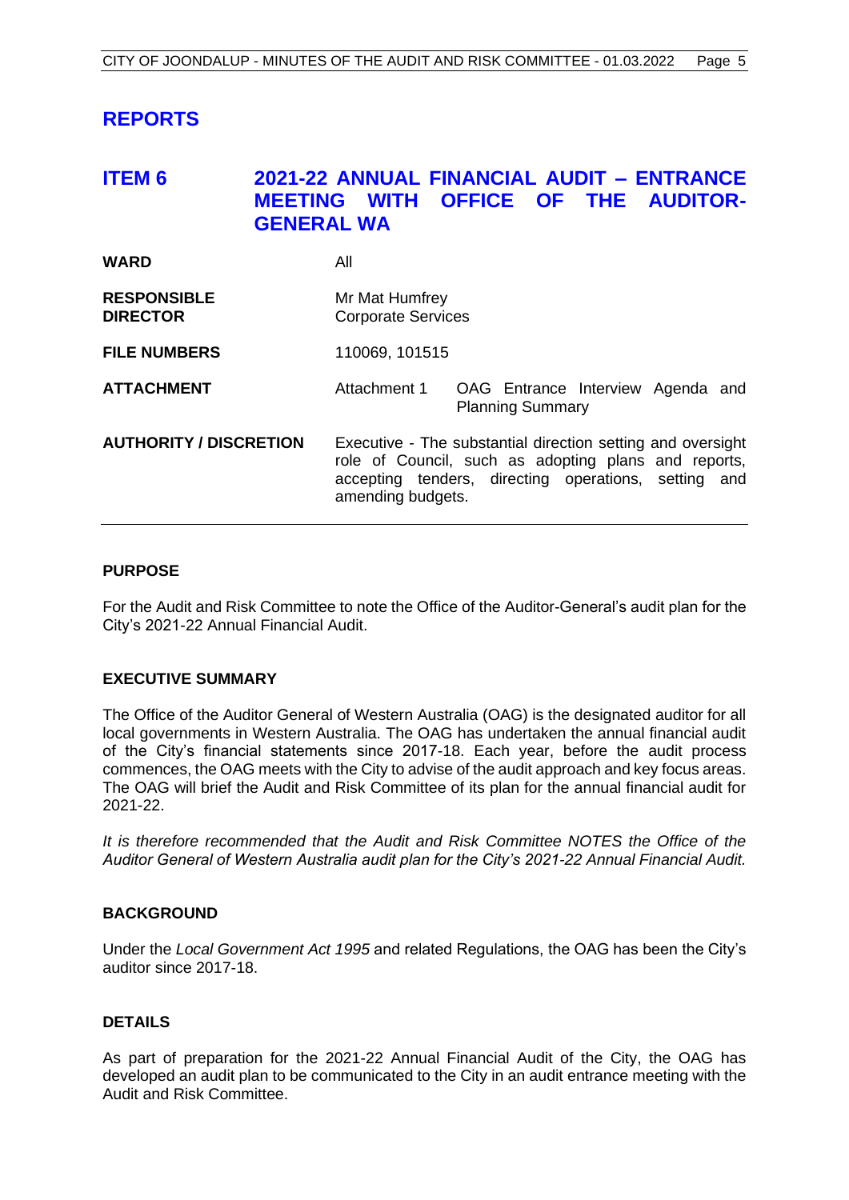# REPORTS

## ITEM 6 2021-22 ANNUAL FINANCIAL AUDIT – ENTRANCE MEETING WITH OFFICE OF THE AUDITOR-GENERAL WA

| | |
|---|---|
| **WARD** | All |
| **RESPONSIBLE DIRECTOR** | Mr Mat Humfrey<br>Corporate Services |
| **FILE NUMBERS** | 110069, 101515 |
| **ATTACHMENT** | Attachment 1 OAG Entrance Interview Agenda and Planning Summary |
| **AUTHORITY / DISCRETION** | Executive - The substantial direction setting and oversight role of Council, such as adopting plans and reports, accepting tenders, directing operations, setting and amending budgets. |

### PURPOSE

For the Audit and Risk Committee to note the Office of the Auditor-General's audit plan for the City's 2021-22 Annual Financial Audit.

### EXECUTIVE SUMMARY

The Office of the Auditor General of Western Australia (OAG) is the designated auditor for all local governments in Western Australia. The OAG has undertaken the annual financial audit of the City's financial statements since 2017-18. Each year, before the audit process commences, the OAG meets with the City to advise of the audit approach and key focus areas. The OAG will brief the Audit and Risk Committee of its plan for the annual financial audit for 2021-22.

*It is therefore recommended that the Audit and Risk Committee NOTES the Office of the Auditor General of Western Australia audit plan for the City's 2021-22 Annual Financial Audit.*

### BACKGROUND

Under the *Local Government Act 1995* and related Regulations, the OAG has been the City's auditor since 2017-18.

### DETAILS

As part of preparation for the 2021-22 Annual Financial Audit of the City, the OAG has developed an audit plan to be communicated to the City in an audit entrance meeting with the Audit and Risk Committee.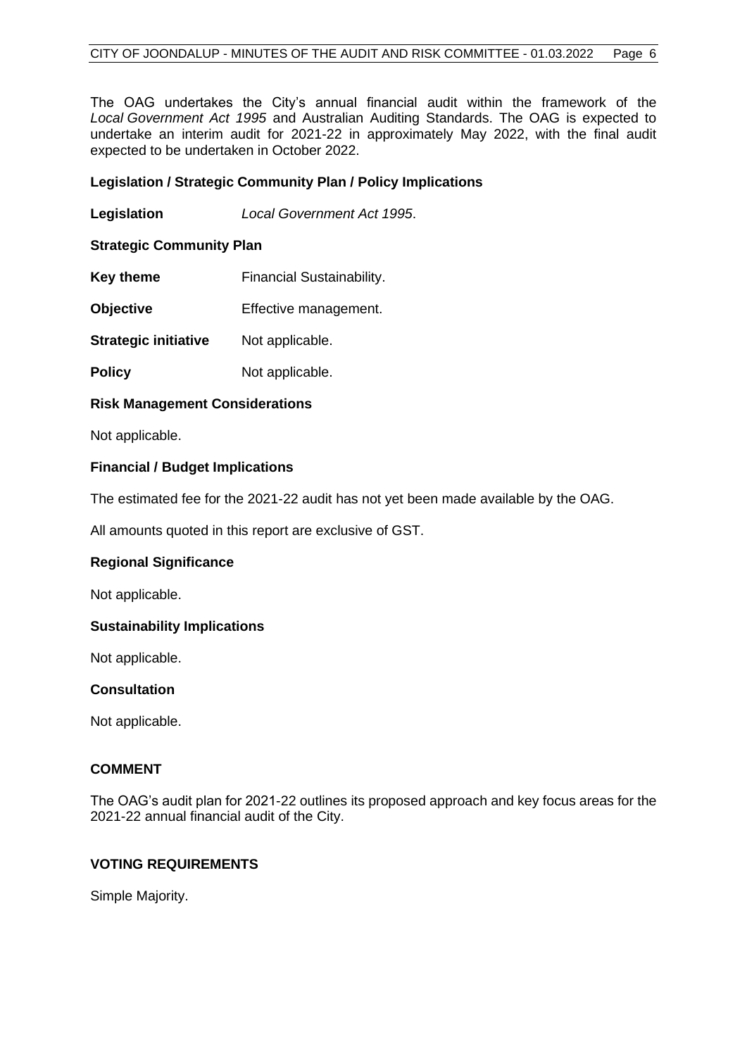The OAG undertakes the City's annual financial audit within the framework of the *Local Government Act 1995* and Australian Auditing Standards. The OAG is expected to undertake an interim audit for 2021-22 in approximately May 2022, with the final audit expected to be undertaken in October 2022.

**Legislation / Strategic Community Plan / Policy Implications**

**Legislation** *Local Government Act 1995*.

**Strategic Community Plan**

**Key theme** Financial Sustainability.

**Objective** Effective management.

**Strategic initiative** Not applicable.

**Policy** Not applicable.

**Risk Management Considerations**

Not applicable.

**Financial / Budget Implications**

The estimated fee for the 2021-22 audit has not yet been made available by the OAG.

All amounts quoted in this report are exclusive of GST.

**Regional Significance**

Not applicable.

**Sustainability Implications**

Not applicable.

**Consultation**

Not applicable.

**COMMENT**

The OAG's audit plan for 2021-22 outlines its proposed approach and key focus areas for the 2021-22 annual financial audit of the City.

**VOTING REQUIREMENTS**

Simple Majority.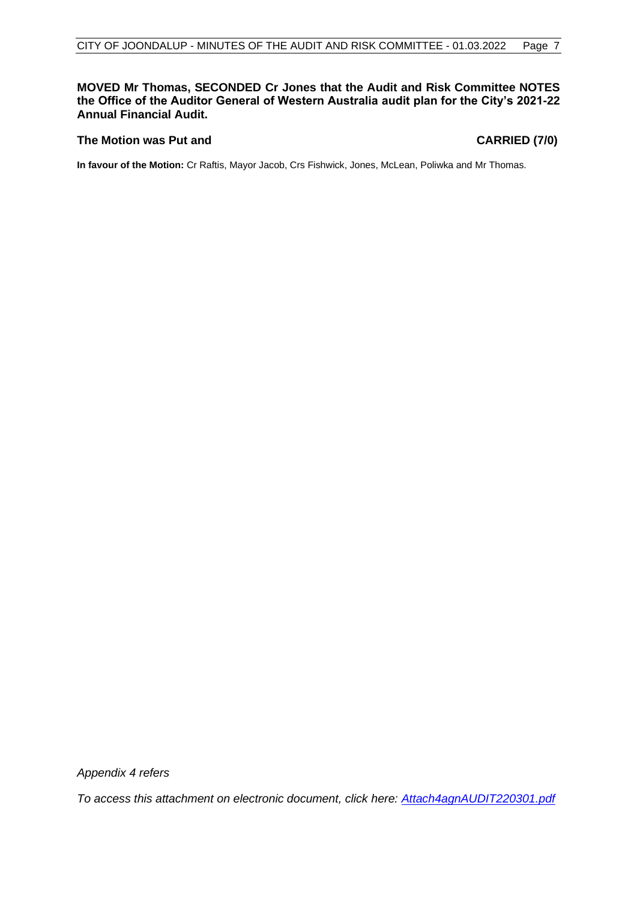**MOVED Mr Thomas, SECONDED Cr Jones that the Audit and Risk Committee NOTES the Office of the Auditor General of Western Australia audit plan for the City's 2021-22 Annual Financial Audit.**

**The Motion was Put and** **CARRIED (7/0)**

**In favour of the Motion:** Cr Raftis, Mayor Jacob, Crs Fishwick, Jones, McLean, Poliwka and Mr Thomas.

*Appendix 4 refers*

*To access this attachment on electronic document, click here: [Attach4agnAUDIT220301.pdf](Attach4agnAUDIT220301.pdf)*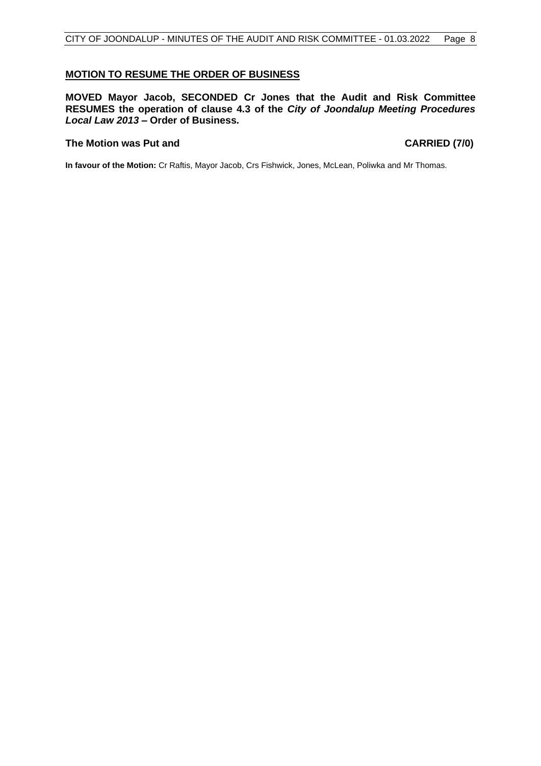**MOTION TO RESUME THE ORDER OF BUSINESS**

**MOVED Mayor Jacob, SECONDED Cr Jones that the Audit and Risk Committee RESUMES the operation of clause 4.3 of the *City of Joondalup Meeting Procedures Local Law 2013* – Order of Business.**

**The Motion was Put and CARRIED (7/0)**

**In favour of the Motion:** Cr Raftis, Mayor Jacob, Crs Fishwick, Jones, McLean, Poliwka and Mr Thomas.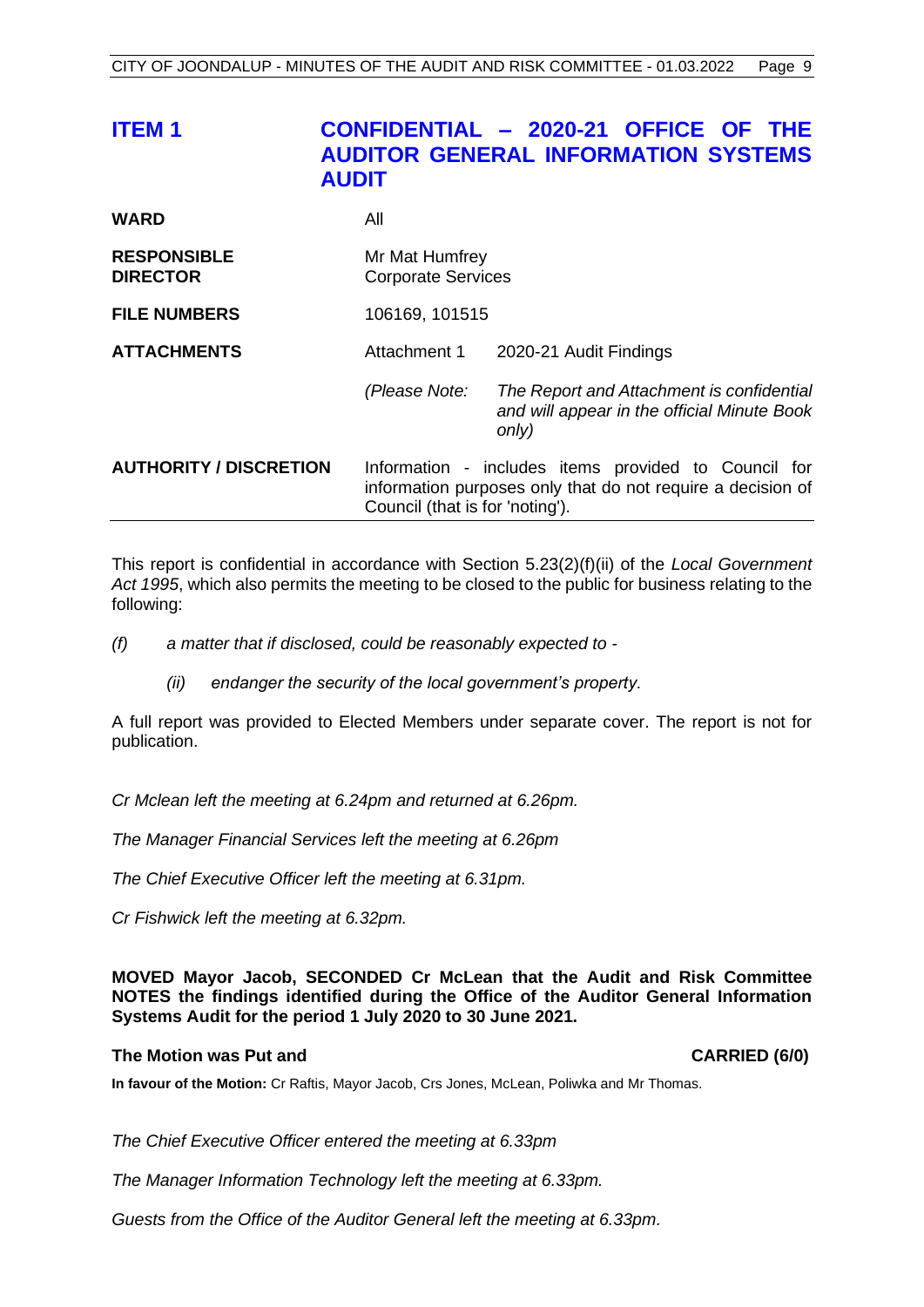## ITEM 1 CONFIDENTIAL – 2020-21 OFFICE OF THE AUDITOR GENERAL INFORMATION SYSTEMS AUDIT

| | | |
|---|---|---|
| **WARD** | All | |
| **RESPONSIBLE DIRECTOR** | Mr Mat Humfrey<br>Corporate Services | |
| **FILE NUMBERS** | 106169, 101515 | |
| **ATTACHMENTS** | Attachment 1 | 2020-21 Audit Findings |
| | *(Please Note:* | *The Report and Attachment is confidential and will appear in the official Minute Book only)* |
| **AUTHORITY / DISCRETION** | Information - includes items provided to Council for information purposes only that do not require a decision of Council (that is for 'noting'). | |

This report is confidential in accordance with Section 5.23(2)(f)(ii) of the *Local Government Act 1995*, which also permits the meeting to be closed to the public for business relating to the following:

*(f) a matter that if disclosed, could be reasonably expected to -*

*(ii) endanger the security of the local government's property.*

A full report was provided to Elected Members under separate cover. The report is not for publication.

*Cr Mclean left the meeting at 6.24pm and returned at 6.26pm.*

*The Manager Financial Services left the meeting at 6.26pm*

*The Chief Executive Officer left the meeting at 6.31pm.*

*Cr Fishwick left the meeting at 6.32pm.*

**MOVED Mayor Jacob, SECONDED Cr McLean that the Audit and Risk Committee NOTES the findings identified during the Office of the Auditor General Information Systems Audit for the period 1 July 2020 to 30 June 2021.**

**The Motion was Put and CARRIED (6/0)**

**In favour of the Motion:** Cr Raftis, Mayor Jacob, Crs Jones, McLean, Poliwka and Mr Thomas.

*The Chief Executive Officer entered the meeting at 6.33pm*

*The Manager Information Technology left the meeting at 6.33pm.*

*Guests from the Office of the Auditor General left the meeting at 6.33pm.*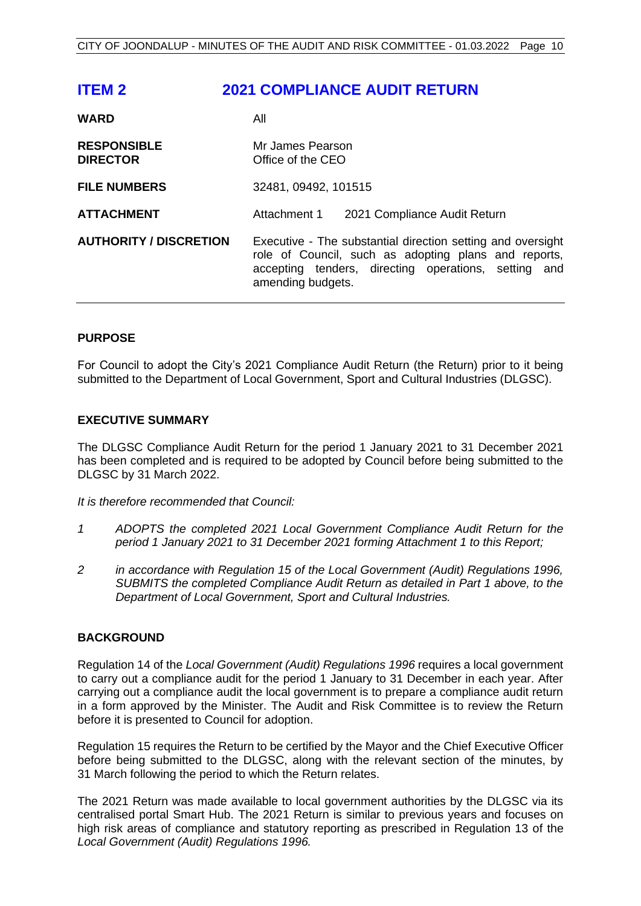## ITEM 2 2021 COMPLIANCE AUDIT RETURN

| | |
|---|---|
| **WARD** | All |
| **RESPONSIBLE DIRECTOR** | Mr James Pearson<br>Office of the CEO |
| **FILE NUMBERS** | 32481, 09492, 101515 |
| **ATTACHMENT** | Attachment 1 2021 Compliance Audit Return |
| **AUTHORITY / DISCRETION** | Executive - The substantial direction setting and oversight role of Council, such as adopting plans and reports, accepting tenders, directing operations, setting and amending budgets. |

### PURPOSE

For Council to adopt the City's 2021 Compliance Audit Return (the Return) prior to it being submitted to the Department of Local Government, Sport and Cultural Industries (DLGSC).

### EXECUTIVE SUMMARY

The DLGSC Compliance Audit Return for the period 1 January 2021 to 31 December 2021 has been completed and is required to be adopted by Council before being submitted to the DLGSC by 31 March 2022.

*It is therefore recommended that Council:*

1. *ADOPTS the completed 2021 Local Government Compliance Audit Return for the period 1 January 2021 to 31 December 2021 forming Attachment 1 to this Report;*
2. *in accordance with Regulation 15 of the Local Government (Audit) Regulations 1996, SUBMITS the completed Compliance Audit Return as detailed in Part 1 above, to the Department of Local Government, Sport and Cultural Industries.*

### BACKGROUND

Regulation 14 of the *Local Government (Audit) Regulations 1996* requires a local government to carry out a compliance audit for the period 1 January to 31 December in each year. After carrying out a compliance audit the local government is to prepare a compliance audit return in a form approved by the Minister. The Audit and Risk Committee is to review the Return before it is presented to Council for adoption.

Regulation 15 requires the Return to be certified by the Mayor and the Chief Executive Officer before being submitted to the DLGSC, along with the relevant section of the minutes, by 31 March following the period to which the Return relates.

The 2021 Return was made available to local government authorities by the DLGSC via its centralised portal Smart Hub. The 2021 Return is similar to previous years and focuses on high risk areas of compliance and statutory reporting as prescribed in Regulation 13 of the *Local Government (Audit) Regulations 1996.*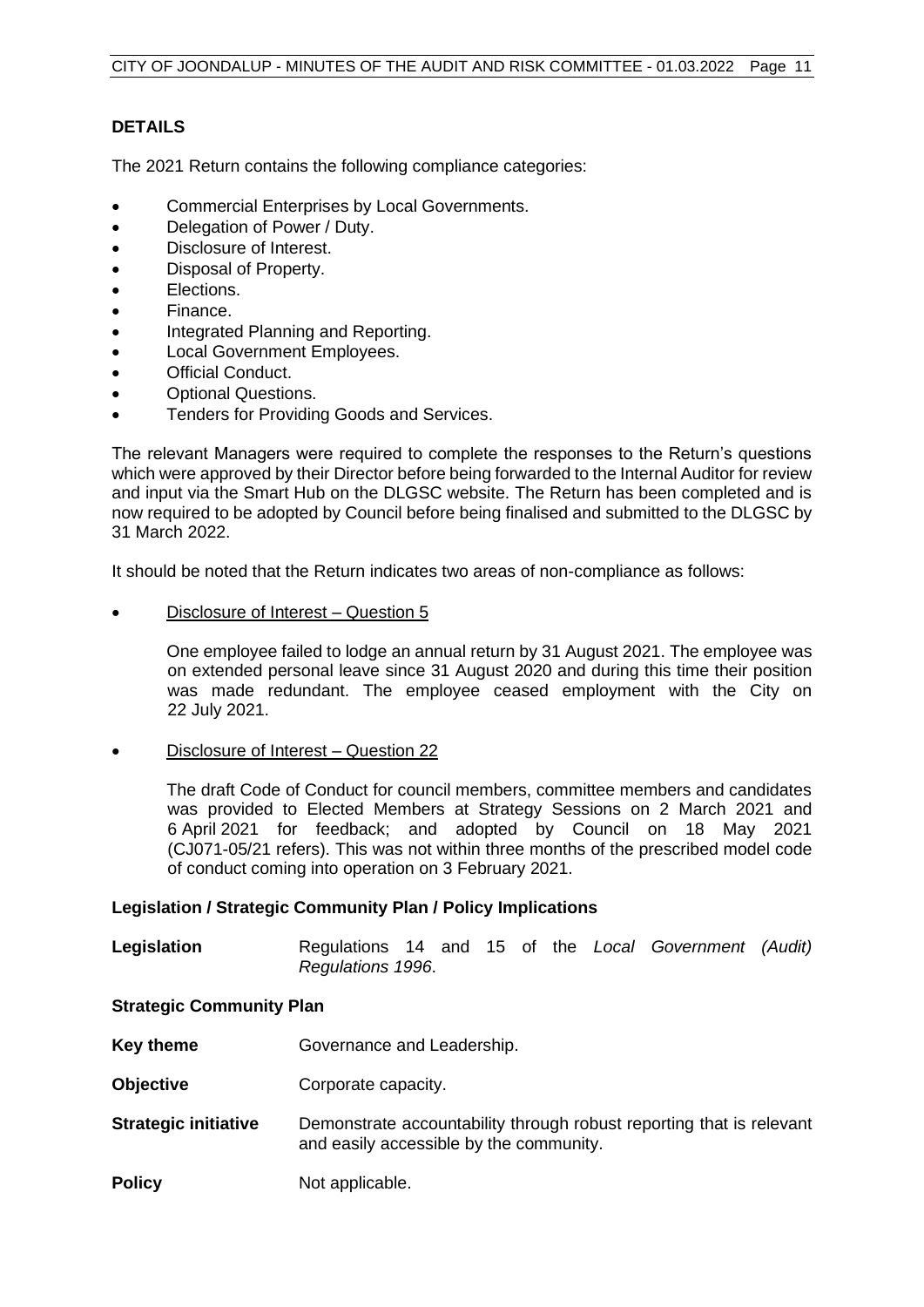## DETAILS

The 2021 Return contains the following compliance categories:

- Commercial Enterprises by Local Governments.
- Delegation of Power / Duty.
- Disclosure of Interest.
- Disposal of Property.
- Elections.
- Finance.
- Integrated Planning and Reporting.
- Local Government Employees.
- Official Conduct.
- Optional Questions.
- Tenders for Providing Goods and Services.

The relevant Managers were required to complete the responses to the Return's questions which were approved by their Director before being forwarded to the Internal Auditor for review and input via the Smart Hub on the DLGSC website. The Return has been completed and is now required to be adopted by Council before being finalised and submitted to the DLGSC by 31 March 2022.

It should be noted that the Return indicates two areas of non-compliance as follows:

- Disclosure of Interest – Question 5

  One employee failed to lodge an annual return by 31 August 2021. The employee was on extended personal leave since 31 August 2020 and during this time their position was made redundant. The employee ceased employment with the City on 22 July 2021.

- Disclosure of Interest – Question 22

  The draft Code of Conduct for council members, committee members and candidates was provided to Elected Members at Strategy Sessions on 2 March 2021 and 6 April 2021 for feedback; and adopted by Council on 18 May 2021 (CJ071-05/21 refers). This was not within three months of the prescribed model code of conduct coming into operation on 3 February 2021.

### Legislation / Strategic Community Plan / Policy Implications

**Legislation** Regulations 14 and 15 of the *Local Government (Audit) Regulations 1996*.

#### Strategic Community Plan

**Key theme** Governance and Leadership.

**Objective** Corporate capacity.

**Strategic initiative** Demonstrate accountability through robust reporting that is relevant and easily accessible by the community.

**Policy** Not applicable.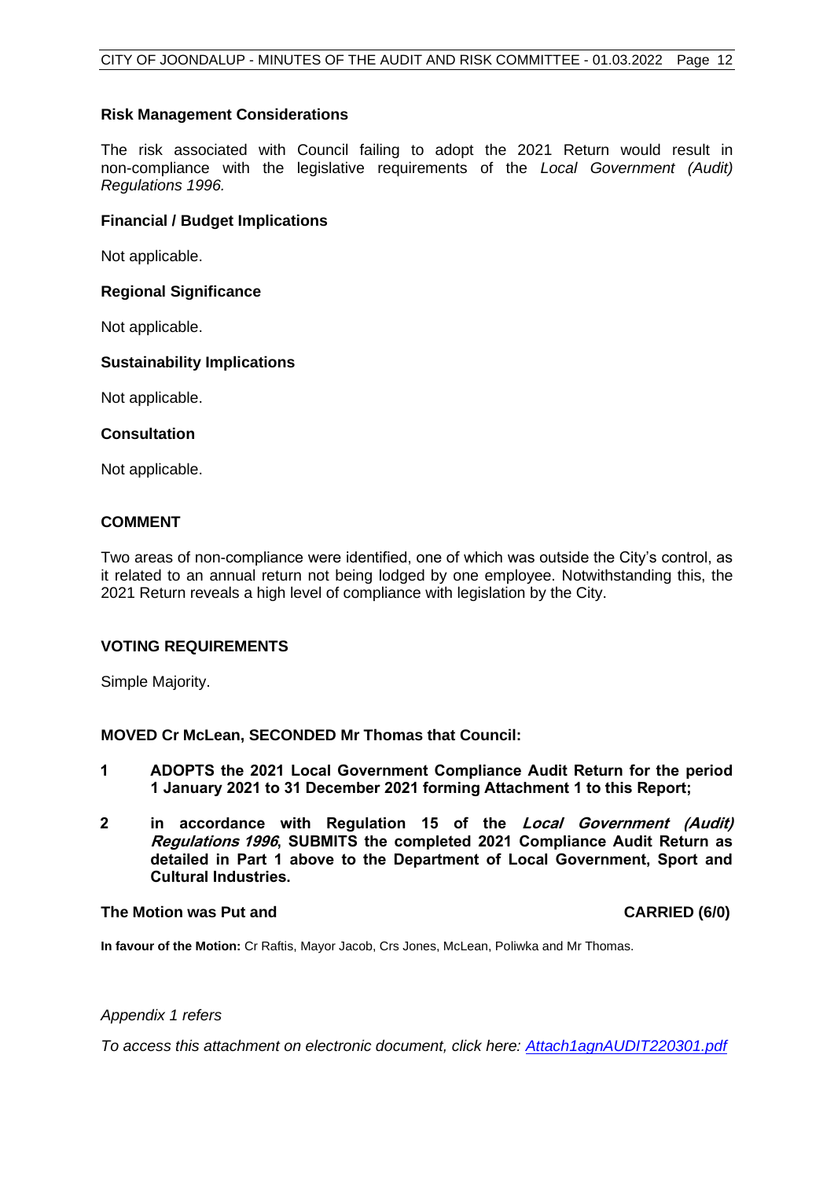**Risk Management Considerations**

The risk associated with Council failing to adopt the 2021 Return would result in non-compliance with the legislative requirements of the *Local Government (Audit) Regulations 1996.*

**Financial / Budget Implications**

Not applicable.

**Regional Significance**

Not applicable.

**Sustainability Implications**

Not applicable.

**Consultation**

Not applicable.

## COMMENT

Two areas of non-compliance were identified, one of which was outside the City's control, as it related to an annual return not being lodged by one employee. Notwithstanding this, the 2021 Return reveals a high level of compliance with legislation by the City.

## VOTING REQUIREMENTS

Simple Majority.

**MOVED Cr McLean, SECONDED Mr Thomas that Council:**

**1 ADOPTS the 2021 Local Government Compliance Audit Return for the period 1 January 2021 to 31 December 2021 forming Attachment 1 to this Report;**

**2 in accordance with Regulation 15 of the *Local Government (Audit) Regulations 1996*, SUBMITS the completed 2021 Compliance Audit Return as detailed in Part 1 above to the Department of Local Government, Sport and Cultural Industries.**

**The Motion was Put and CARRIED (6/0)**

**In favour of the Motion:** Cr Raftis, Mayor Jacob, Crs Jones, McLean, Poliwka and Mr Thomas.

*Appendix 1 refers*

*To access this attachment on electronic document, click here: Attach1agnAUDIT220301.pdf*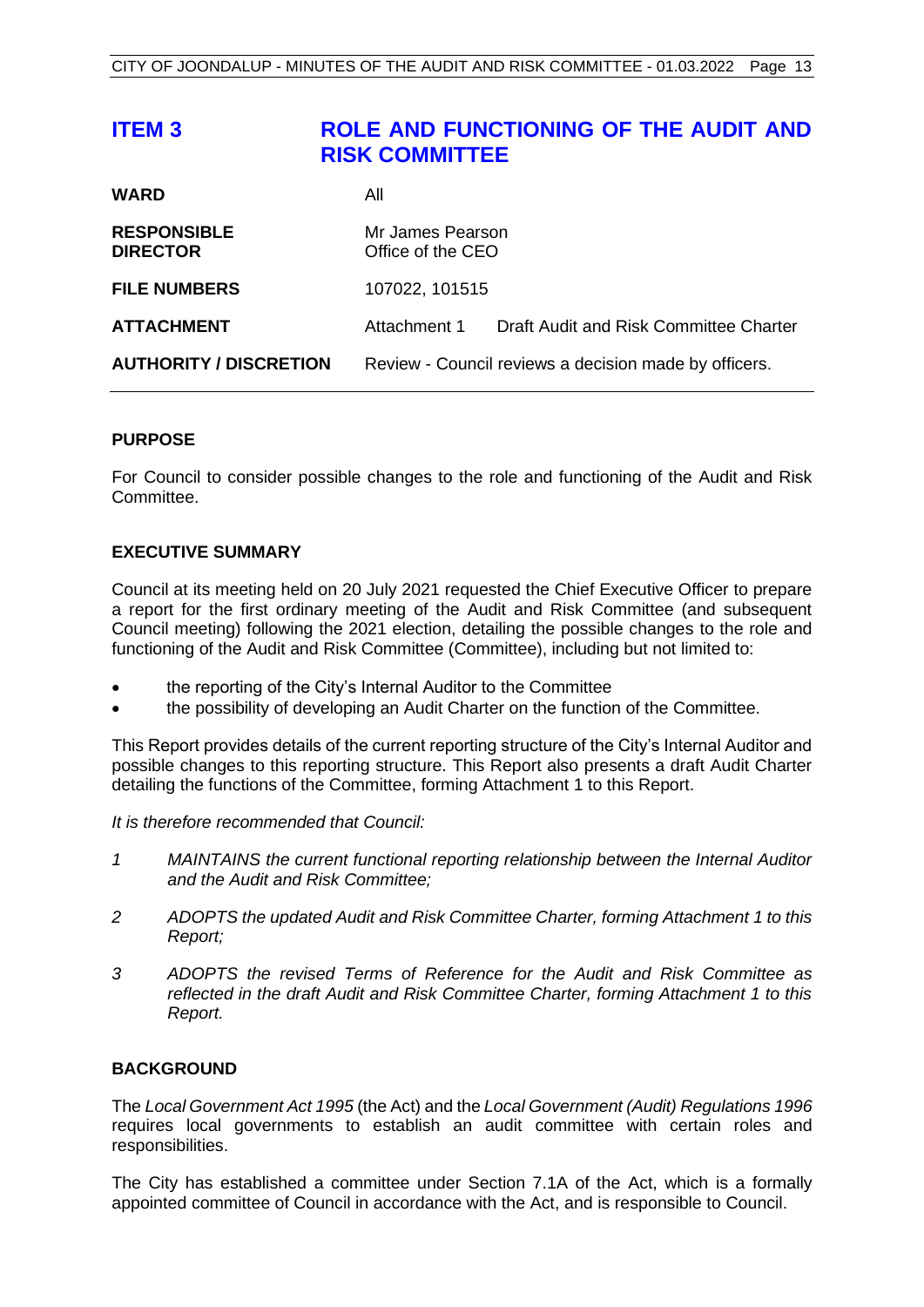## ITEM 3 ROLE AND FUNCTIONING OF THE AUDIT AND RISK COMMITTEE

| | |
|---|---|
| **WARD** | All |
| **RESPONSIBLE DIRECTOR** | Mr James Pearson<br>Office of the CEO |
| **FILE NUMBERS** | 107022, 101515 |
| **ATTACHMENT** | Attachment 1 Draft Audit and Risk Committee Charter |
| **AUTHORITY / DISCRETION** | Review - Council reviews a decision made by officers. |

### PURPOSE

For Council to consider possible changes to the role and functioning of the Audit and Risk Committee.

### EXECUTIVE SUMMARY

Council at its meeting held on 20 July 2021 requested the Chief Executive Officer to prepare a report for the first ordinary meeting of the Audit and Risk Committee (and subsequent Council meeting) following the 2021 election, detailing the possible changes to the role and functioning of the Audit and Risk Committee (Committee), including but not limited to:

- the reporting of the City's Internal Auditor to the Committee
- the possibility of developing an Audit Charter on the function of the Committee.

This Report provides details of the current reporting structure of the City's Internal Auditor and possible changes to this reporting structure. This Report also presents a draft Audit Charter detailing the functions of the Committee, forming Attachment 1 to this Report.

*It is therefore recommended that Council:*

1. *MAINTAINS the current functional reporting relationship between the Internal Auditor and the Audit and Risk Committee;*
2. *ADOPTS the updated Audit and Risk Committee Charter, forming Attachment 1 to this Report;*
3. *ADOPTS the revised Terms of Reference for the Audit and Risk Committee as reflected in the draft Audit and Risk Committee Charter, forming Attachment 1 to this Report.*

### BACKGROUND

The *Local Government Act 1995* (the Act) and the *Local Government (Audit) Regulations 1996* requires local governments to establish an audit committee with certain roles and responsibilities.

The City has established a committee under Section 7.1A of the Act, which is a formally appointed committee of Council in accordance with the Act, and is responsible to Council.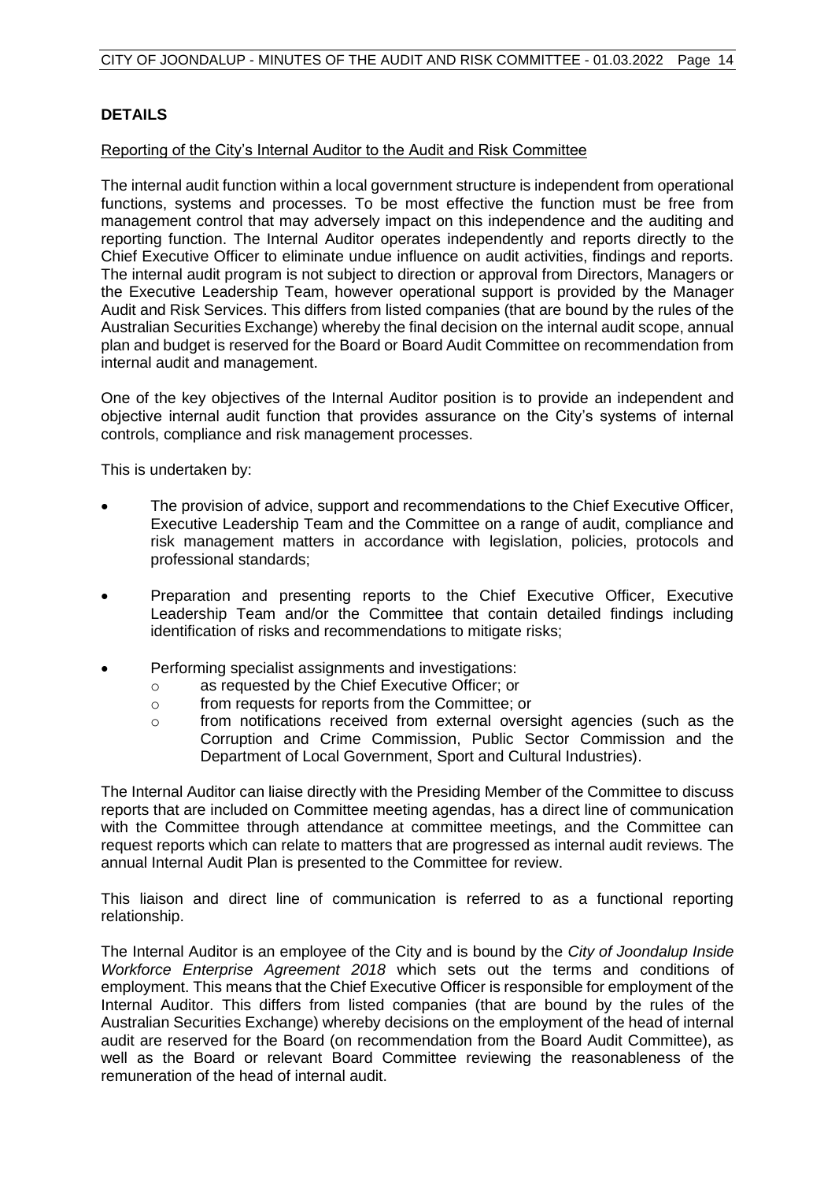## DETAILS

Reporting of the City's Internal Auditor to the Audit and Risk Committee

The internal audit function within a local government structure is independent from operational functions, systems and processes. To be most effective the function must be free from management control that may adversely impact on this independence and the auditing and reporting function. The Internal Auditor operates independently and reports directly to the Chief Executive Officer to eliminate undue influence on audit activities, findings and reports. The internal audit program is not subject to direction or approval from Directors, Managers or the Executive Leadership Team, however operational support is provided by the Manager Audit and Risk Services. This differs from listed companies (that are bound by the rules of the Australian Securities Exchange) whereby the final decision on the internal audit scope, annual plan and budget is reserved for the Board or Board Audit Committee on recommendation from internal audit and management.

One of the key objectives of the Internal Auditor position is to provide an independent and objective internal audit function that provides assurance on the City's systems of internal controls, compliance and risk management processes.

This is undertaken by:

- The provision of advice, support and recommendations to the Chief Executive Officer, Executive Leadership Team and the Committee on a range of audit, compliance and risk management matters in accordance with legislation, policies, protocols and professional standards;
- Preparation and presenting reports to the Chief Executive Officer, Executive Leadership Team and/or the Committee that contain detailed findings including identification of risks and recommendations to mitigate risks;
- Performing specialist assignments and investigations:
  - as requested by the Chief Executive Officer; or
  - from requests for reports from the Committee; or
  - from notifications received from external oversight agencies (such as the Corruption and Crime Commission, Public Sector Commission and the Department of Local Government, Sport and Cultural Industries).

The Internal Auditor can liaise directly with the Presiding Member of the Committee to discuss reports that are included on Committee meeting agendas, has a direct line of communication with the Committee through attendance at committee meetings, and the Committee can request reports which can relate to matters that are progressed as internal audit reviews. The annual Internal Audit Plan is presented to the Committee for review.

This liaison and direct line of communication is referred to as a functional reporting relationship.

The Internal Auditor is an employee of the City and is bound by the *City of Joondalup Inside Workforce Enterprise Agreement 2018* which sets out the terms and conditions of employment. This means that the Chief Executive Officer is responsible for employment of the Internal Auditor. This differs from listed companies (that are bound by the rules of the Australian Securities Exchange) whereby decisions on the employment of the head of internal audit are reserved for the Board (on recommendation from the Board Audit Committee), as well as the Board or relevant Board Committee reviewing the reasonableness of the remuneration of the head of internal audit.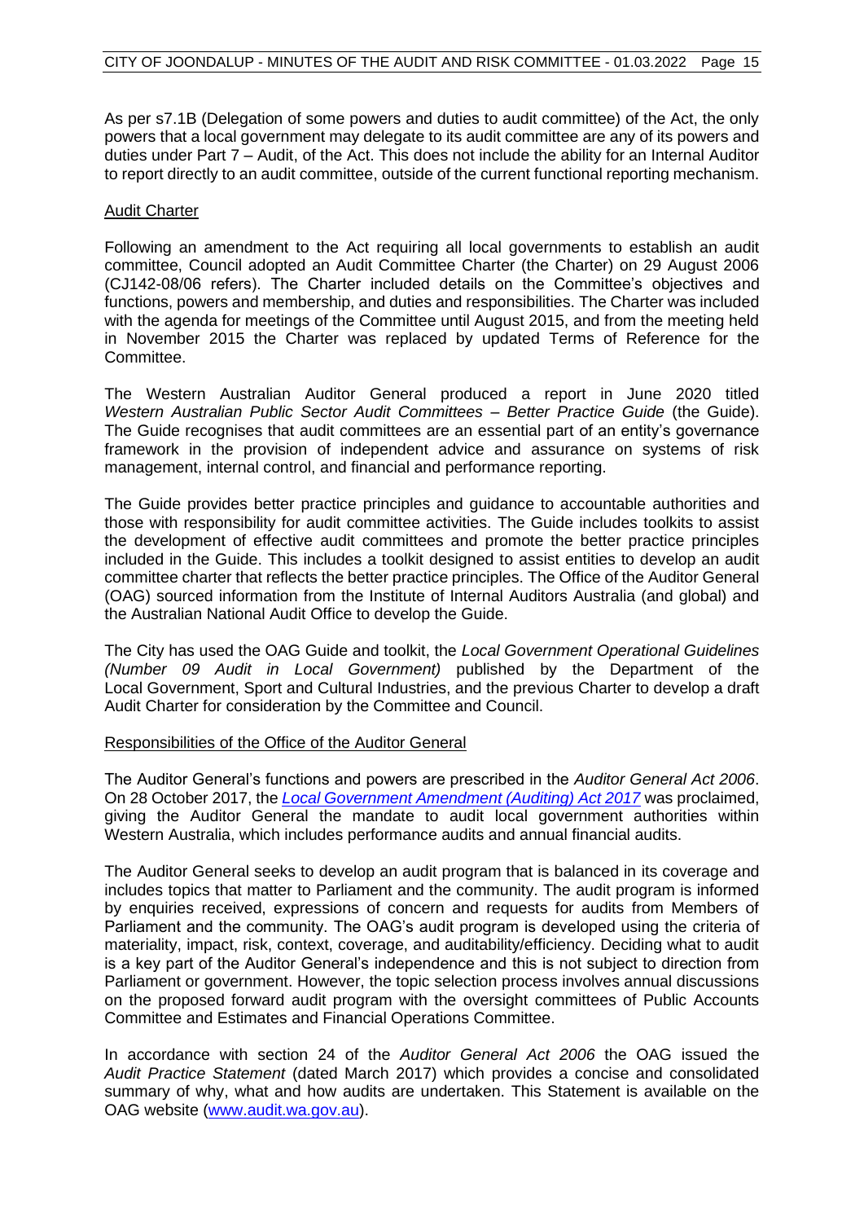As per s7.1B (Delegation of some powers and duties to audit committee) of the Act, the only powers that a local government may delegate to its audit committee are any of its powers and duties under Part 7 – Audit, of the Act. This does not include the ability for an Internal Auditor to report directly to an audit committee, outside of the current functional reporting mechanism.

Audit Charter

Following an amendment to the Act requiring all local governments to establish an audit committee, Council adopted an Audit Committee Charter (the Charter) on 29 August 2006 (CJ142-08/06 refers). The Charter included details on the Committee's objectives and functions, powers and membership, and duties and responsibilities. The Charter was included with the agenda for meetings of the Committee until August 2015, and from the meeting held in November 2015 the Charter was replaced by updated Terms of Reference for the Committee.

The Western Australian Auditor General produced a report in June 2020 titled *Western Australian Public Sector Audit Committees – Better Practice Guide* (the Guide). The Guide recognises that audit committees are an essential part of an entity's governance framework in the provision of independent advice and assurance on systems of risk management, internal control, and financial and performance reporting.

The Guide provides better practice principles and guidance to accountable authorities and those with responsibility for audit committee activities. The Guide includes toolkits to assist the development of effective audit committees and promote the better practice principles included in the Guide. This includes a toolkit designed to assist entities to develop an audit committee charter that reflects the better practice principles. The Office of the Auditor General (OAG) sourced information from the Institute of Internal Auditors Australia (and global) and the Australian National Audit Office to develop the Guide.

The City has used the OAG Guide and toolkit, the *Local Government Operational Guidelines (Number 09 Audit in Local Government)* published by the Department of the Local Government, Sport and Cultural Industries, and the previous Charter to develop a draft Audit Charter for consideration by the Committee and Council.

Responsibilities of the Office of the Auditor General

The Auditor General's functions and powers are prescribed in the *Auditor General Act 2006*. On 28 October 2017, the *Local Government Amendment (Auditing) Act 2017* was proclaimed, giving the Auditor General the mandate to audit local government authorities within Western Australia, which includes performance audits and annual financial audits.

The Auditor General seeks to develop an audit program that is balanced in its coverage and includes topics that matter to Parliament and the community. The audit program is informed by enquiries received, expressions of concern and requests for audits from Members of Parliament and the community. The OAG's audit program is developed using the criteria of materiality, impact, risk, context, coverage, and auditability/efficiency. Deciding what to audit is a key part of the Auditor General's independence and this is not subject to direction from Parliament or government. However, the topic selection process involves annual discussions on the proposed forward audit program with the oversight committees of Public Accounts Committee and Estimates and Financial Operations Committee.

In accordance with section 24 of the *Auditor General Act 2006* the OAG issued the *Audit Practice Statement* (dated March 2017) which provides a concise and consolidated summary of why, what and how audits are undertaken. This Statement is available on the OAG website (www.audit.wa.gov.au).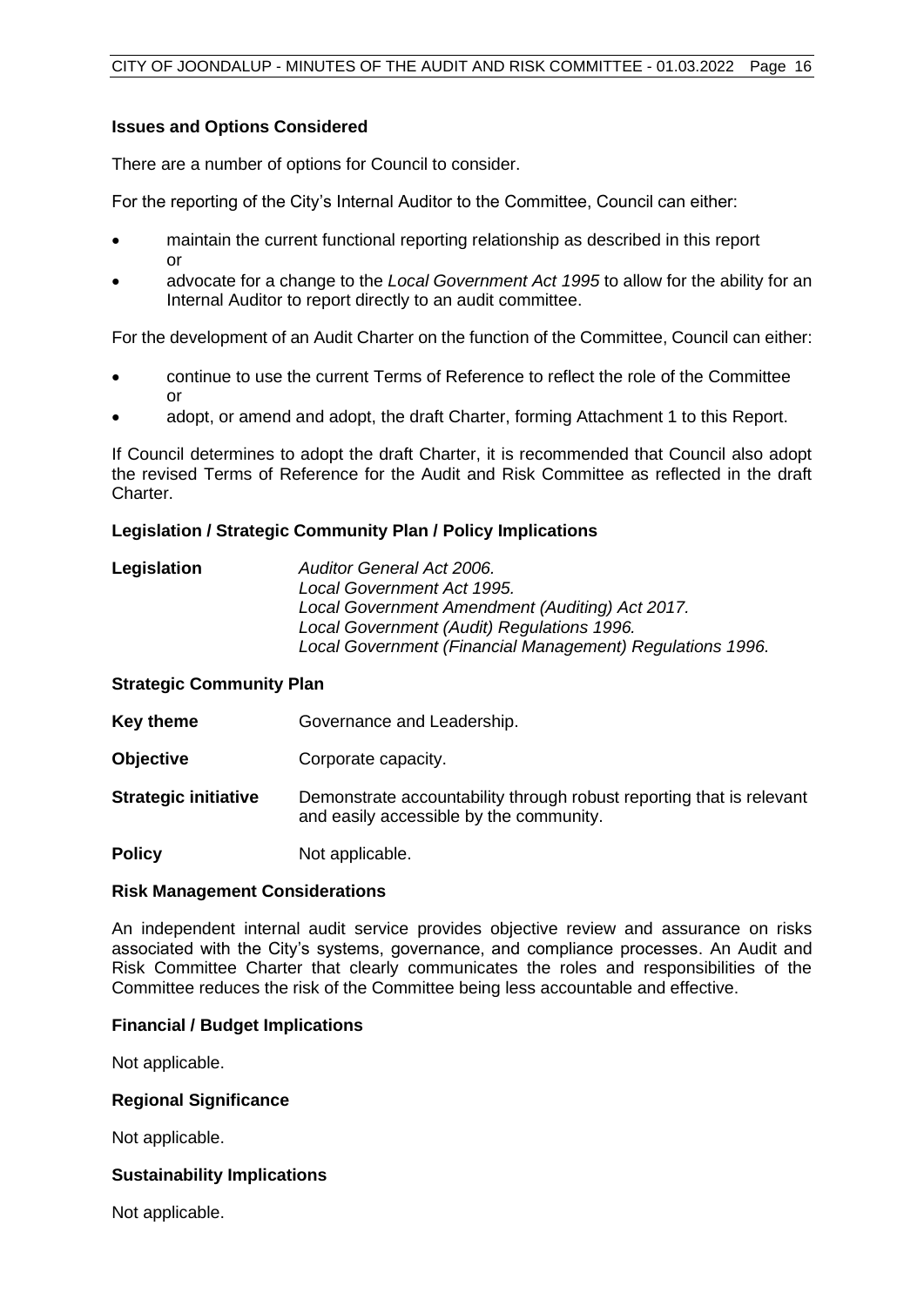**Issues and Options Considered**

There are a number of options for Council to consider.

For the reporting of the City's Internal Auditor to the Committee, Council can either:

- maintain the current functional reporting relationship as described in this report
  or
- advocate for a change to the *Local Government Act 1995* to allow for the ability for an Internal Auditor to report directly to an audit committee.

For the development of an Audit Charter on the function of the Committee, Council can either:

- continue to use the current Terms of Reference to reflect the role of the Committee
  or
- adopt, or amend and adopt, the draft Charter, forming Attachment 1 to this Report.

If Council determines to adopt the draft Charter, it is recommended that Council also adopt the revised Terms of Reference for the Audit and Risk Committee as reflected in the draft Charter.

**Legislation / Strategic Community Plan / Policy Implications**

**Legislation**
*Auditor General Act 2006.*
*Local Government Act 1995.*
*Local Government Amendment (Auditing) Act 2017.*
*Local Government (Audit) Regulations 1996.*
*Local Government (Financial Management) Regulations 1996.*

**Strategic Community Plan**

**Key theme** Governance and Leadership.

**Objective** Corporate capacity.

**Strategic initiative** Demonstrate accountability through robust reporting that is relevant and easily accessible by the community.

**Policy** Not applicable.

**Risk Management Considerations**

An independent internal audit service provides objective review and assurance on risks associated with the City's systems, governance, and compliance processes. An Audit and Risk Committee Charter that clearly communicates the roles and responsibilities of the Committee reduces the risk of the Committee being less accountable and effective.

**Financial / Budget Implications**

Not applicable.

**Regional Significance**

Not applicable.

**Sustainability Implications**

Not applicable.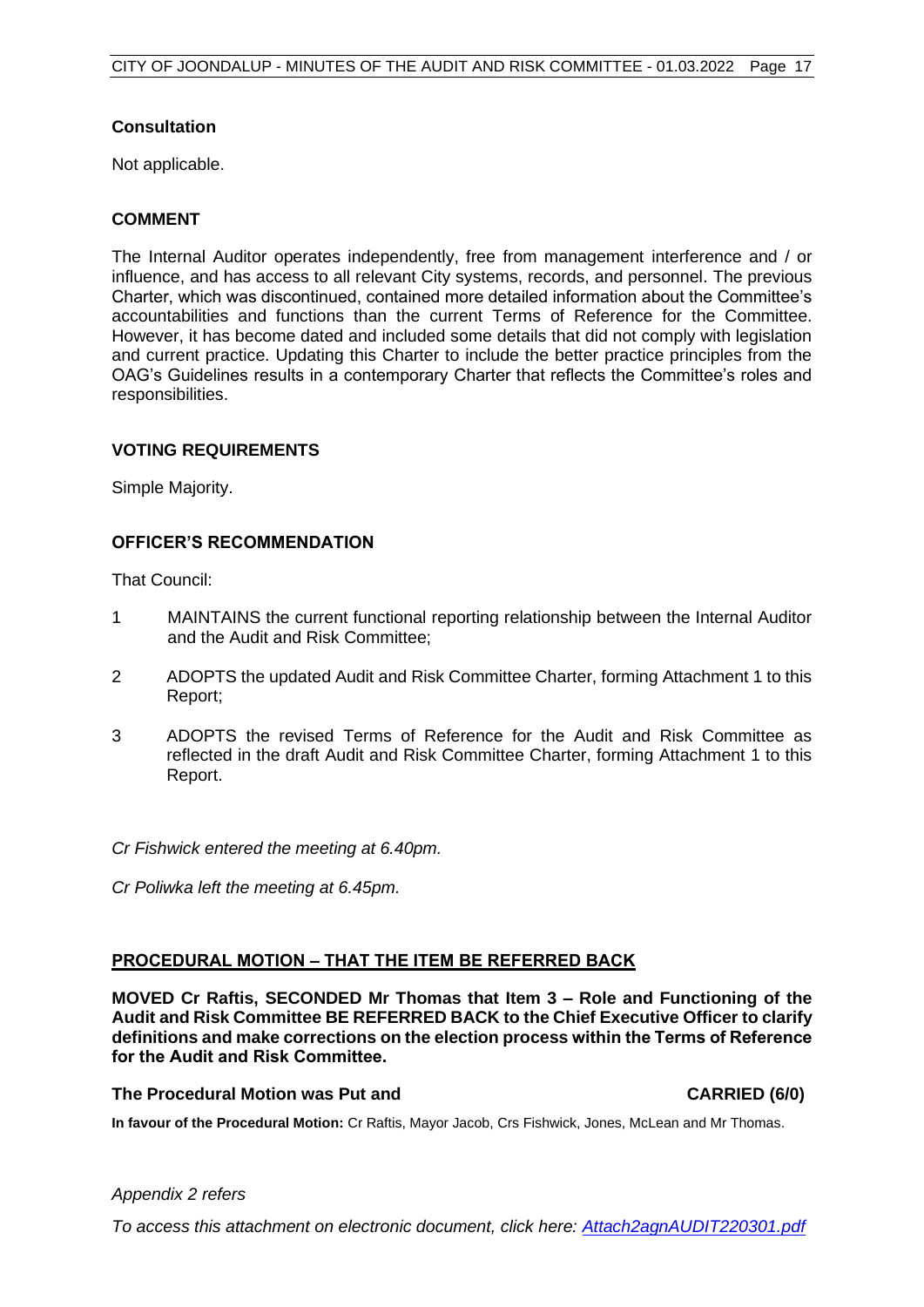### Consultation

Not applicable.

### COMMENT

The Internal Auditor operates independently, free from management interference and / or influence, and has access to all relevant City systems, records, and personnel. The previous Charter, which was discontinued, contained more detailed information about the Committee's accountabilities and functions than the current Terms of Reference for the Committee. However, it has become dated and included some details that did not comply with legislation and current practice. Updating this Charter to include the better practice principles from the OAG's Guidelines results in a contemporary Charter that reflects the Committee's roles and responsibilities.

### VOTING REQUIREMENTS

Simple Majority.

### OFFICER'S RECOMMENDATION

That Council:

1. MAINTAINS the current functional reporting relationship between the Internal Auditor and the Audit and Risk Committee;
2. ADOPTS the updated Audit and Risk Committee Charter, forming Attachment 1 to this Report;
3. ADOPTS the revised Terms of Reference for the Audit and Risk Committee as reflected in the draft Audit and Risk Committee Charter, forming Attachment 1 to this Report.

*Cr Fishwick entered the meeting at 6.40pm.*

*Cr Poliwka left the meeting at 6.45pm.*

### PROCEDURAL MOTION – THAT THE ITEM BE REFERRED BACK

**MOVED Cr Raftis, SECONDED Mr Thomas that Item 3 – Role and Functioning of the Audit and Risk Committee BE REFERRED BACK to the Chief Executive Officer to clarify definitions and make corrections on the election process within the Terms of Reference for the Audit and Risk Committee.**

**The Procedural Motion was Put and CARRIED (6/0)**

**In favour of the Procedural Motion:** Cr Raftis, Mayor Jacob, Crs Fishwick, Jones, McLean and Mr Thomas.

*Appendix 2 refers*

*To access this attachment on electronic document, click here: Attach2agnAUDIT220301.pdf*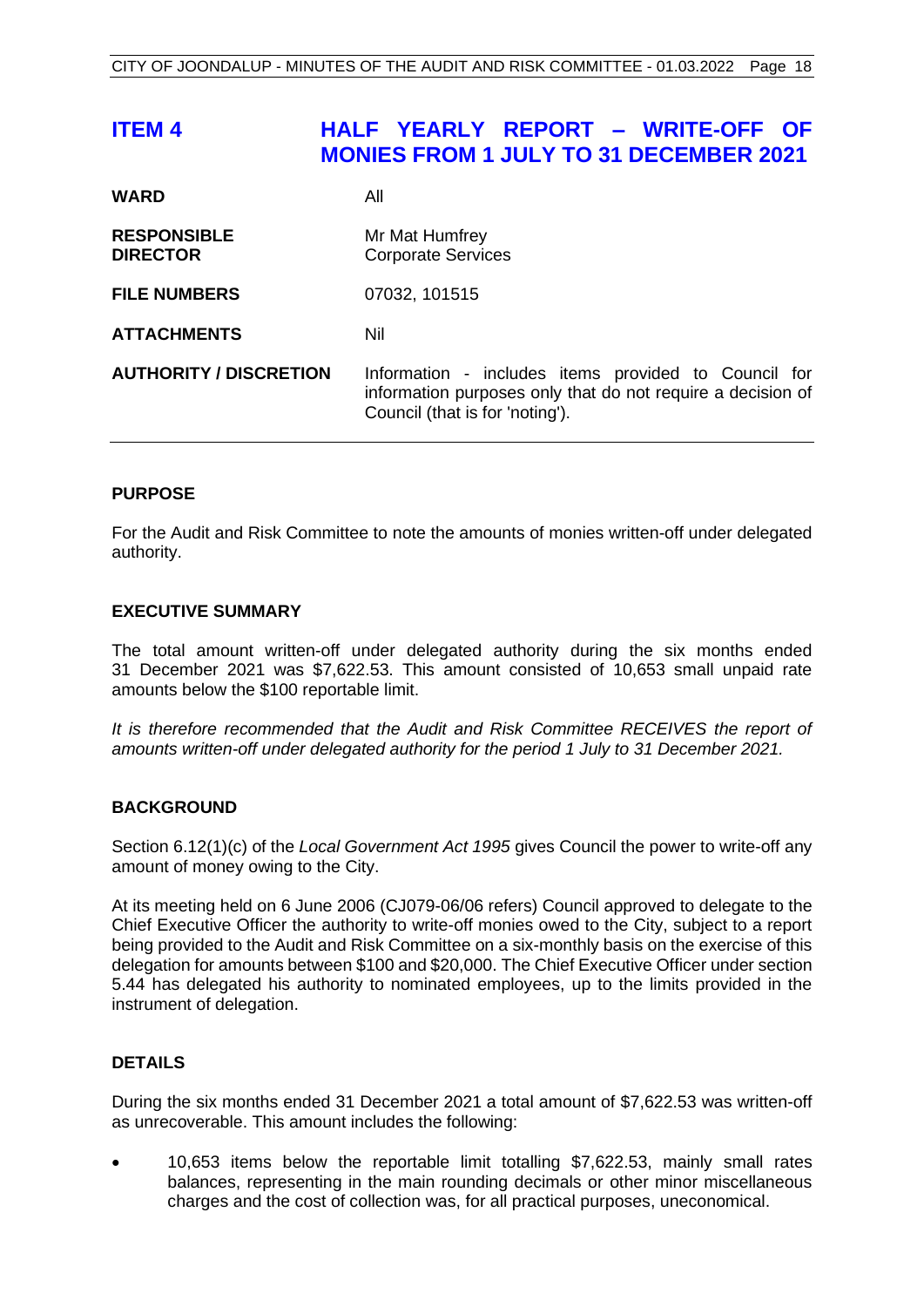# ITEM 4 HALF YEARLY REPORT – WRITE-OFF OF MONIES FROM 1 JULY TO 31 DECEMBER 2021

| | |
|---|---|
| **WARD** | All |
| **RESPONSIBLE DIRECTOR** | Mr Mat Humfrey<br>Corporate Services |
| **FILE NUMBERS** | 07032, 101515 |
| **ATTACHMENTS** | Nil |
| **AUTHORITY / DISCRETION** | Information - includes items provided to Council for information purposes only that do not require a decision of Council (that is for 'noting'). |

## PURPOSE

For the Audit and Risk Committee to note the amounts of monies written-off under delegated authority.

## EXECUTIVE SUMMARY

The total amount written-off under delegated authority during the six months ended 31 December 2021 was $7,622.53. This amount consisted of 10,653 small unpaid rate amounts below the $100 reportable limit.

*It is therefore recommended that the Audit and Risk Committee RECEIVES the report of amounts written-off under delegated authority for the period 1 July to 31 December 2021.*

## BACKGROUND

Section 6.12(1)(c) of the *Local Government Act 1995* gives Council the power to write-off any amount of money owing to the City.

At its meeting held on 6 June 2006 (CJ079-06/06 refers) Council approved to delegate to the Chief Executive Officer the authority to write-off monies owed to the City, subject to a report being provided to the Audit and Risk Committee on a six-monthly basis on the exercise of this delegation for amounts between $100 and $20,000. The Chief Executive Officer under section 5.44 has delegated his authority to nominated employees, up to the limits provided in the instrument of delegation.

## DETAILS

During the six months ended 31 December 2021 a total amount of $7,622.53 was written-off as unrecoverable. This amount includes the following:

- 10,653 items below the reportable limit totalling $7,622.53, mainly small rates balances, representing in the main rounding decimals or other minor miscellaneous charges and the cost of collection was, for all practical purposes, uneconomical.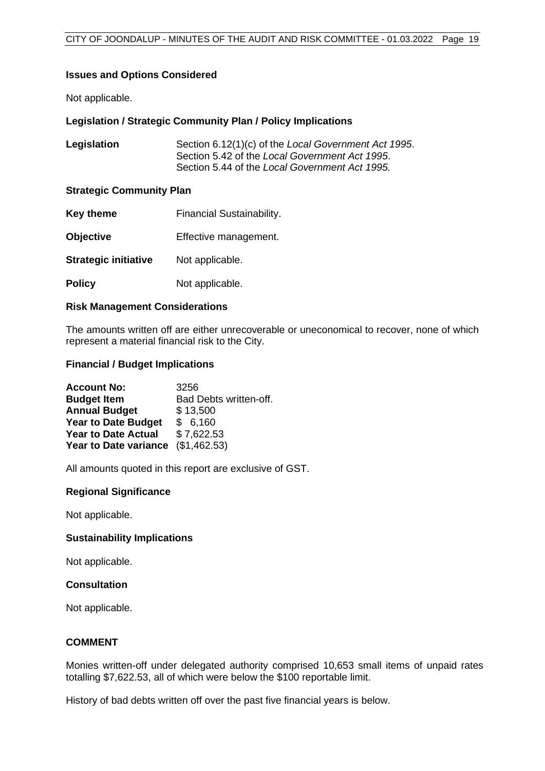**Issues and Options Considered**

Not applicable.

**Legislation / Strategic Community Plan / Policy Implications**

| | |
|---|---|
| **Legislation** | Section 6.12(1)(c) of the *Local Government Act 1995*.<br>Section 5.42 of the *Local Government Act 1995*.<br>Section 5.44 of the *Local Government Act 1995.* |

**Strategic Community Plan**

| | |
|---|---|
| **Key theme** | Financial Sustainability. |
| **Objective** | Effective management. |
| **Strategic initiative** | Not applicable. |
| **Policy** | Not applicable. |

**Risk Management Considerations**

The amounts written off are either unrecoverable or uneconomical to recover, none of which represent a material financial risk to the City.

**Financial / Budget Implications**

| | |
|---|---|
| **Account No:** | 3256 |
| **Budget Item** | Bad Debts written-off. |
| **Annual Budget** | $ 13,500 |
| **Year to Date Budget** | $ 6,160 |
| **Year to Date Actual** | $ 7,622.53 |
| **Year to Date variance** | ($1,462.53) |

All amounts quoted in this report are exclusive of GST.

**Regional Significance**

Not applicable.

**Sustainability Implications**

Not applicable.

**Consultation**

Not applicable.

**COMMENT**

Monies written-off under delegated authority comprised 10,653 small items of unpaid rates totalling $7,622.53, all of which were below the $100 reportable limit.

History of bad debts written off over the past five financial years is below.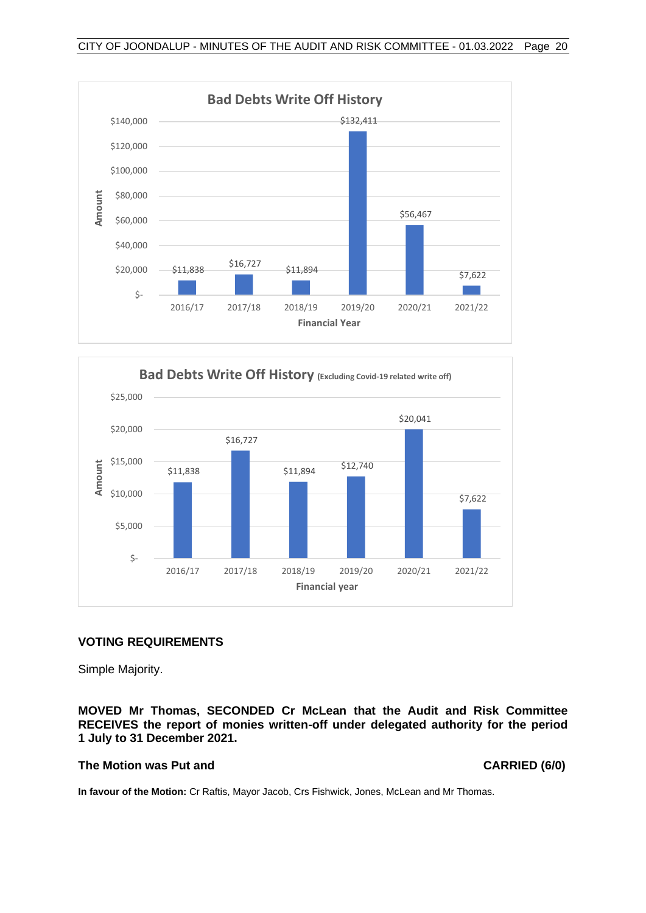**Bad Debts Write Off History**

| Financial Year | Amount |
|---|---|
| 2016/17 | $11,838 |
| 2017/18 | $16,727 |
| 2018/19 | $11,894 |
| 2019/20 | $132,411 |
| 2020/21 | $56,467 |
| 2021/22 | $7,622 |

**Bad Debts Write Off History** (Excluding Covid-19 related write off)

| Financial year | Amount |
|---|---|
| 2016/17 | $11,838 |
| 2017/18 | $16,727 |
| 2018/19 | $11,894 |
| 2019/20 | $12,740 |
| 2020/21 | $20,041 |
| 2021/22 | $7,622 |

**VOTING REQUIREMENTS**

Simple Majority.

**MOVED Mr Thomas, SECONDED Cr McLean that the Audit and Risk Committee RECEIVES the report of monies written-off under delegated authority for the period 1 July to 31 December 2021.**

**The Motion was Put and** **CARRIED (6/0)**

**In favour of the Motion:** Cr Raftis, Mayor Jacob, Crs Fishwick, Jones, McLean and Mr Thomas.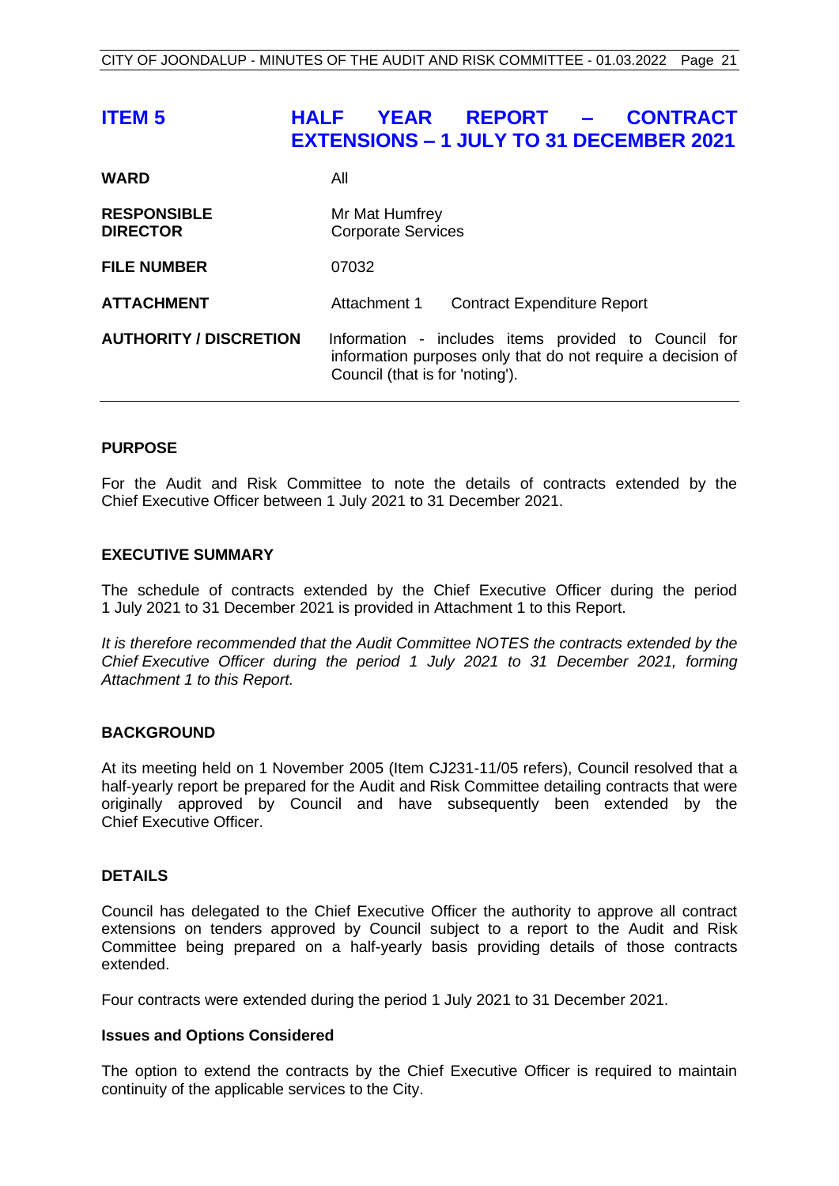# ITEM 5 HALF YEAR REPORT – CONTRACT EXTENSIONS – 1 JULY TO 31 DECEMBER 2021

| | |
|---|---|
| **WARD** | All |
| **RESPONSIBLE DIRECTOR** | Mr Mat Humfrey<br>Corporate Services |
| **FILE NUMBER** | 07032 |
| **ATTACHMENT** | Attachment 1 Contract Expenditure Report |
| **AUTHORITY / DISCRETION** | Information - includes items provided to Council for information purposes only that do not require a decision of Council (that is for 'noting'). |

## PURPOSE

For the Audit and Risk Committee to note the details of contracts extended by the Chief Executive Officer between 1 July 2021 to 31 December 2021.

## EXECUTIVE SUMMARY

The schedule of contracts extended by the Chief Executive Officer during the period 1 July 2021 to 31 December 2021 is provided in Attachment 1 to this Report.

*It is therefore recommended that the Audit Committee NOTES the contracts extended by the Chief Executive Officer during the period 1 July 2021 to 31 December 2021, forming Attachment 1 to this Report.*

## BACKGROUND

At its meeting held on 1 November 2005 (Item CJ231-11/05 refers), Council resolved that a half-yearly report be prepared for the Audit and Risk Committee detailing contracts that were originally approved by Council and have subsequently been extended by the Chief Executive Officer.

## DETAILS

Council has delegated to the Chief Executive Officer the authority to approve all contract extensions on tenders approved by Council subject to a report to the Audit and Risk Committee being prepared on a half-yearly basis providing details of those contracts extended.

Four contracts were extended during the period 1 July 2021 to 31 December 2021.

### Issues and Options Considered

The option to extend the contracts by the Chief Executive Officer is required to maintain continuity of the applicable services to the City.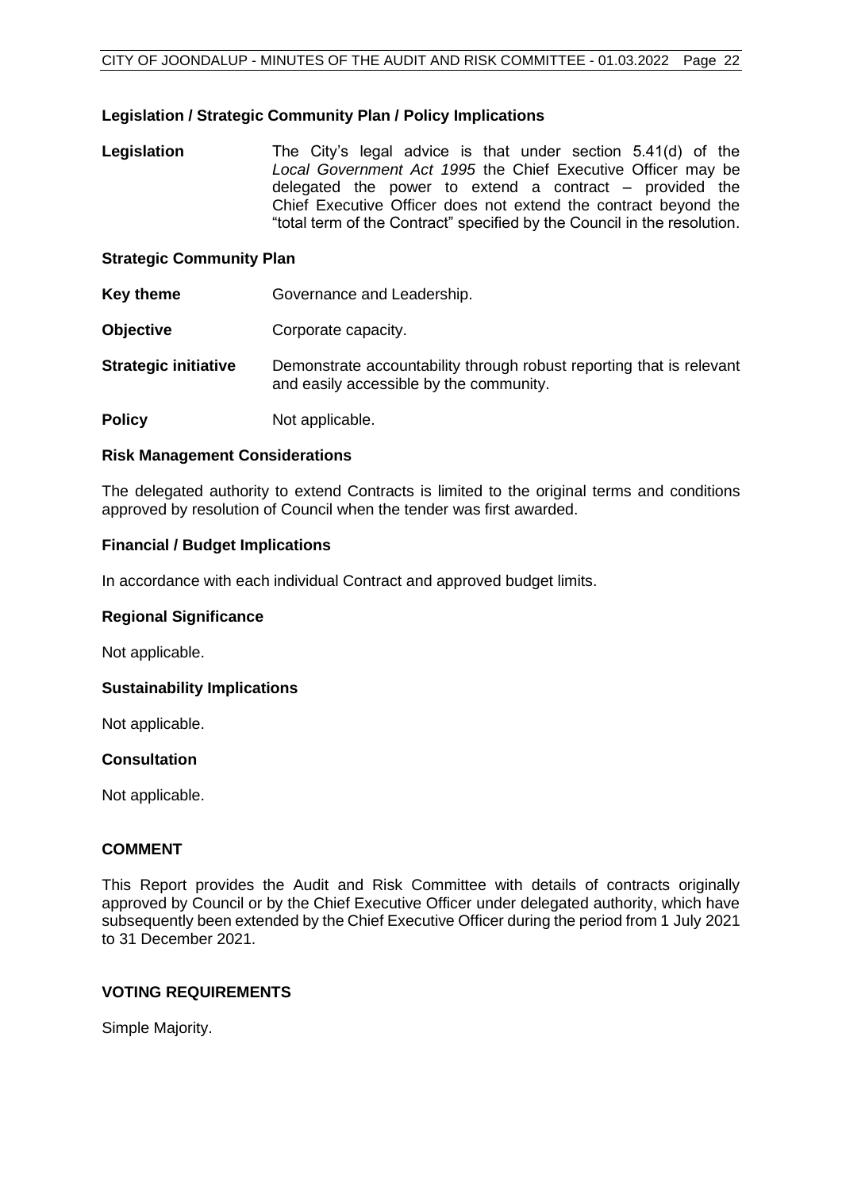### Legislation / Strategic Community Plan / Policy Implications

**Legislation** The City's legal advice is that under section 5.41(d) of the *Local Government Act 1995* the Chief Executive Officer may be delegated the power to extend a contract – provided the Chief Executive Officer does not extend the contract beyond the "total term of the Contract" specified by the Council in the resolution.

### Strategic Community Plan

**Key theme** Governance and Leadership.

**Objective** Corporate capacity.

**Strategic initiative** Demonstrate accountability through robust reporting that is relevant and easily accessible by the community.

**Policy** Not applicable.

### Risk Management Considerations

The delegated authority to extend Contracts is limited to the original terms and conditions approved by resolution of Council when the tender was first awarded.

### Financial / Budget Implications

In accordance with each individual Contract and approved budget limits.

### Regional Significance

Not applicable.

### Sustainability Implications

Not applicable.

### Consultation

Not applicable.

## COMMENT

This Report provides the Audit and Risk Committee with details of contracts originally approved by Council or by the Chief Executive Officer under delegated authority, which have subsequently been extended by the Chief Executive Officer during the period from 1 July 2021 to 31 December 2021.

## VOTING REQUIREMENTS

Simple Majority.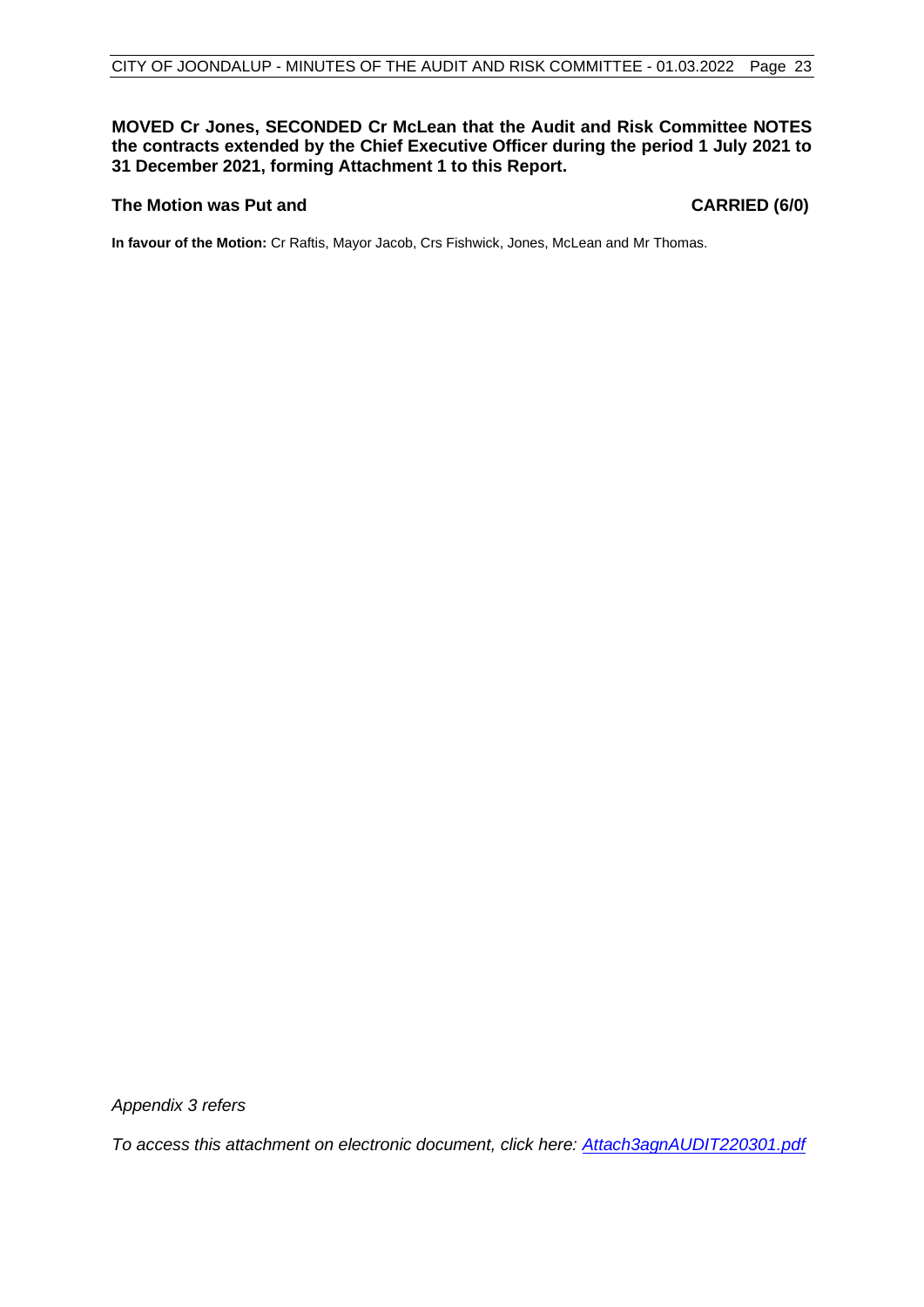**MOVED Cr Jones, SECONDED Cr McLean that the Audit and Risk Committee NOTES the contracts extended by the Chief Executive Officer during the period 1 July 2021 to 31 December 2021, forming Attachment 1 to this Report.**

**The Motion was Put and CARRIED (6/0)**

**In favour of the Motion:** Cr Raftis, Mayor Jacob, Crs Fishwick, Jones, McLean and Mr Thomas.

*Appendix 3 refers*

*To access this attachment on electronic document, click here: [Attach3agnAUDIT220301.pdf](Attach3agnAUDIT220301.pdf)*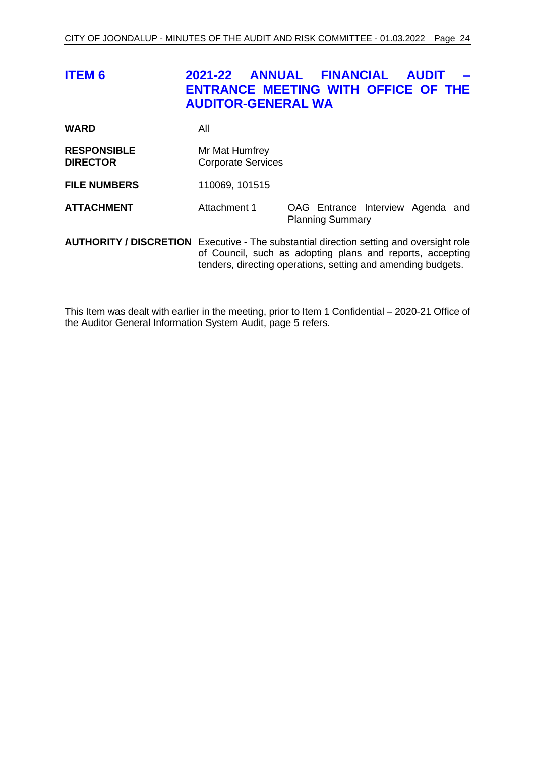## ITEM 6 — 2021-22 ANNUAL FINANCIAL AUDIT – ENTRANCE MEETING WITH OFFICE OF THE AUDITOR-GENERAL WA

| | | |
|---|---|---|
| **WARD** | All | |
| **RESPONSIBLE DIRECTOR** | Mr Mat Humfrey<br>Corporate Services | |
| **FILE NUMBERS** | 110069, 101515 | |
| **ATTACHMENT** | Attachment 1 | OAG Entrance Interview Agenda and Planning Summary |
| **AUTHORITY / DISCRETION** | Executive - The substantial direction setting and oversight role of Council, such as adopting plans and reports, accepting tenders, directing operations, setting and amending budgets. | |

This Item was dealt with earlier in the meeting, prior to Item 1 Confidential – 2020-21 Office of the Auditor General Information System Audit, page 5 refers.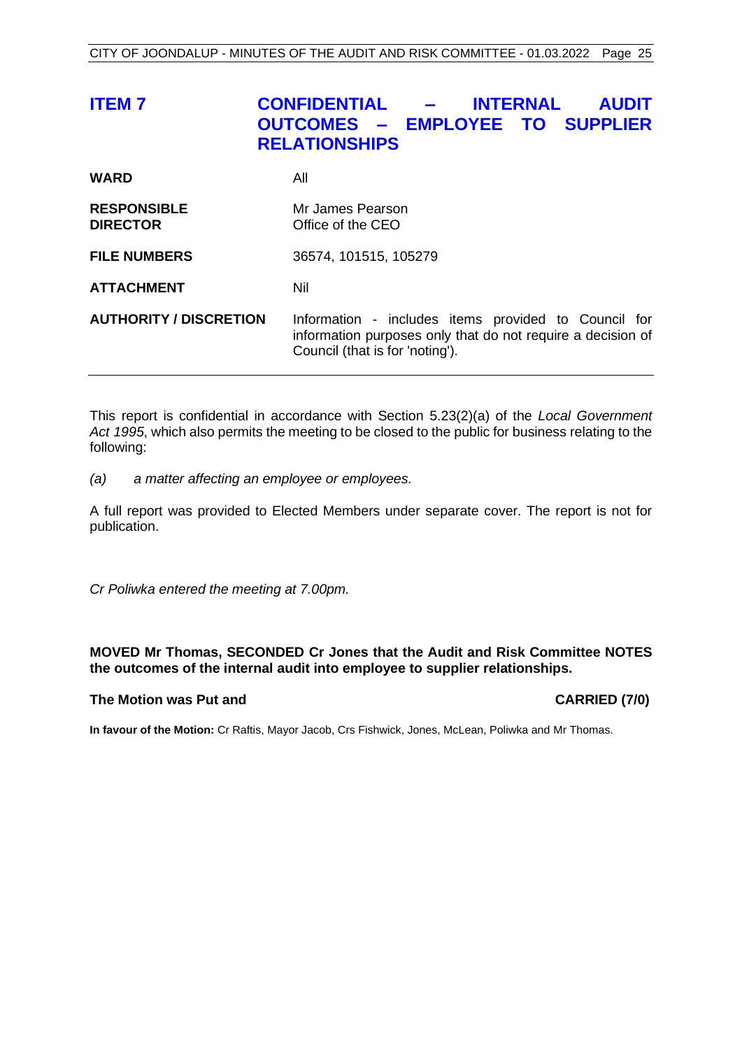## ITEM 7 CONFIDENTIAL – INTERNAL AUDIT OUTCOMES – EMPLOYEE TO SUPPLIER RELATIONSHIPS

| | |
|---|---|
| **WARD** | All |
| **RESPONSIBLE DIRECTOR** | Mr James Pearson<br>Office of the CEO |
| **FILE NUMBERS** | 36574, 101515, 105279 |
| **ATTACHMENT** | Nil |
| **AUTHORITY / DISCRETION** | Information - includes items provided to Council for information purposes only that do not require a decision of Council (that is for 'noting'). |

This report is confidential in accordance with Section 5.23(2)(a) of the *Local Government Act 1995*, which also permits the meeting to be closed to the public for business relating to the following:

*(a) a matter affecting an employee or employees.*

A full report was provided to Elected Members under separate cover. The report is not for publication.

*Cr Poliwka entered the meeting at 7.00pm.*

**MOVED Mr Thomas, SECONDED Cr Jones that the Audit and Risk Committee NOTES the outcomes of the internal audit into employee to supplier relationships.**

**The Motion was Put and CARRIED (7/0)**

**In favour of the Motion:** Cr Raftis, Mayor Jacob, Crs Fishwick, Jones, McLean, Poliwka and Mr Thomas.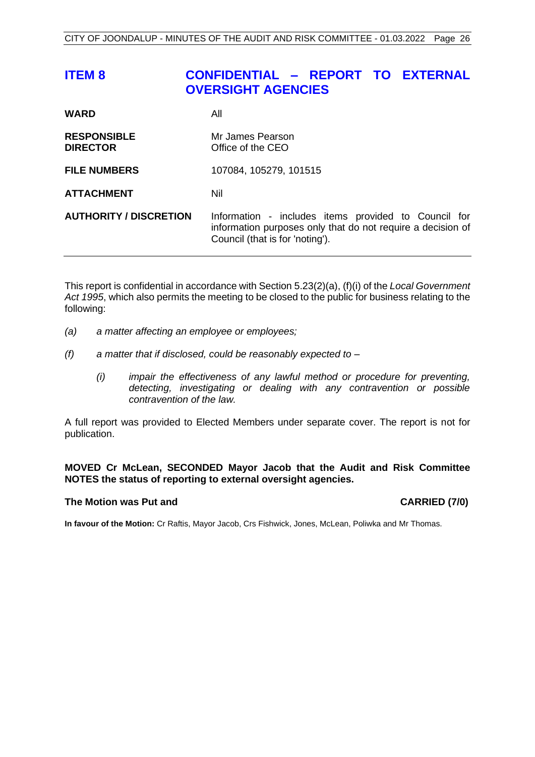# ITEM 8 CONFIDENTIAL – REPORT TO EXTERNAL OVERSIGHT AGENCIES

| | |
|---|---|
| **WARD** | All |
| **RESPONSIBLE DIRECTOR** | Mr James Pearson<br>Office of the CEO |
| **FILE NUMBERS** | 107084, 105279, 101515 |
| **ATTACHMENT** | Nil |
| **AUTHORITY / DISCRETION** | Information - includes items provided to Council for information purposes only that do not require a decision of Council (that is for 'noting'). |

This report is confidential in accordance with Section 5.23(2)(a), (f)(i) of the *Local Government Act 1995*, which also permits the meeting to be closed to the public for business relating to the following:

*(a) a matter affecting an employee or employees;*

*(f) a matter that if disclosed, could be reasonably expected to –*

*(i) impair the effectiveness of any lawful method or procedure for preventing, detecting, investigating or dealing with any contravention or possible contravention of the law.*

A full report was provided to Elected Members under separate cover. The report is not for publication.

**MOVED Cr McLean, SECONDED Mayor Jacob that the Audit and Risk Committee NOTES the status of reporting to external oversight agencies.**

**The Motion was Put and CARRIED (7/0)**

**In favour of the Motion:** Cr Raftis, Mayor Jacob, Crs Fishwick, Jones, McLean, Poliwka and Mr Thomas.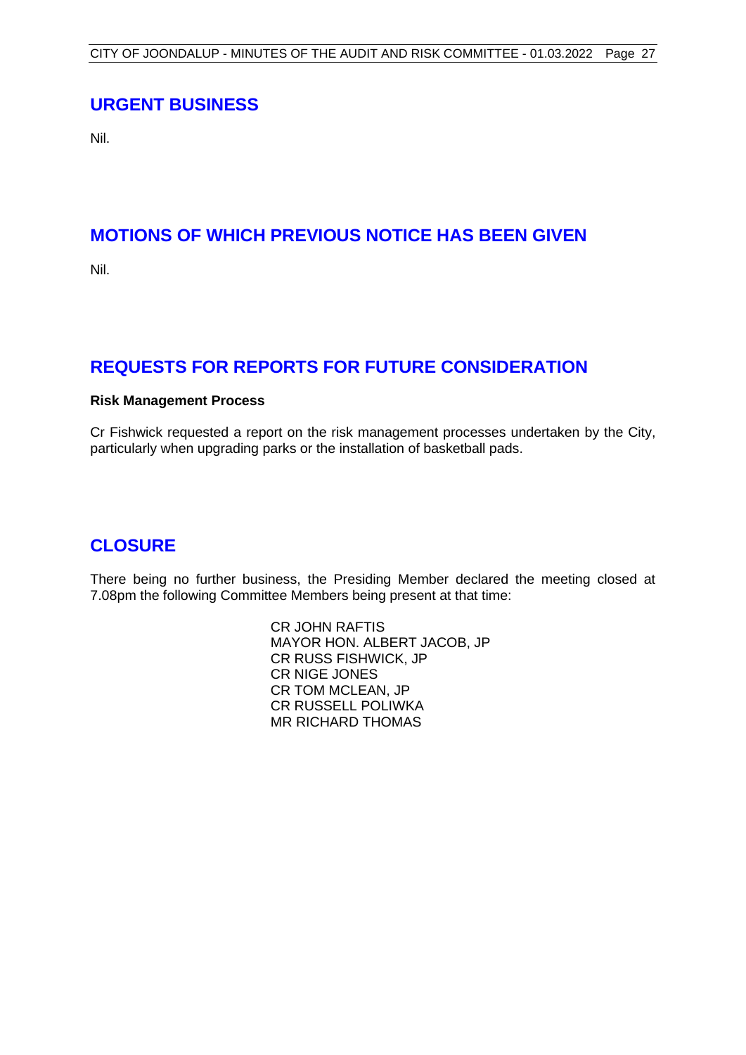## URGENT BUSINESS

Nil.

## MOTIONS OF WHICH PREVIOUS NOTICE HAS BEEN GIVEN

Nil.

## REQUESTS FOR REPORTS FOR FUTURE CONSIDERATION

**Risk Management Process**

Cr Fishwick requested a report on the risk management processes undertaken by the City, particularly when upgrading parks or the installation of basketball pads.

## CLOSURE

There being no further business, the Presiding Member declared the meeting closed at 7.08pm the following Committee Members being present at that time:

CR JOHN RAFTIS
MAYOR HON. ALBERT JACOB, JP
CR RUSS FISHWICK, JP
CR NIGE JONES
CR TOM MCLEAN, JP
CR RUSSELL POLIWKA
MR RICHARD THOMAS